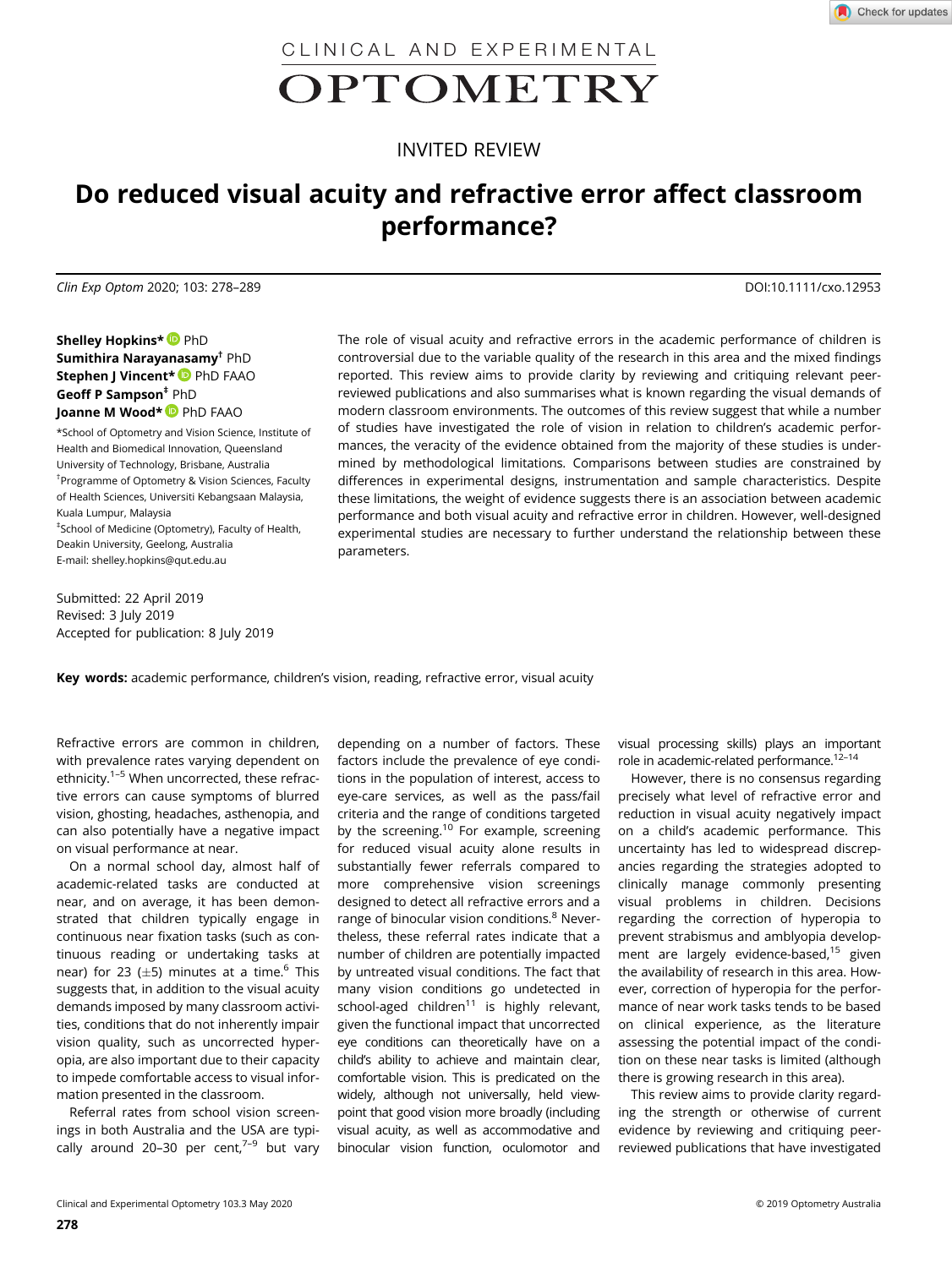CLINICAL AND EXPERIMENTAL OPTOMETRY

INVITED REVIEW

# Do reduced visual acuity and refractive error affect classroom performance?

*Clin Exp Optom* 2020; 103: 278–289 DOI:10.1111/cxo.12953

**Shelley Hopkins*** PhD
**Sumithira Narayanasamy**† PhD
**Stephen J Vincent*** PhD FAAO
**Geoff P Sampson**‡ PhD
**Joanne M Wood*** PhD FAAO

*School of Optometry and Vision Science, Institute of Health and Biomedical Innovation, Queensland University of Technology, Brisbane, Australia
†Programme of Optometry & Vision Sciences, Faculty of Health Sciences, Universiti Kebangsaan Malaysia, Kuala Lumpur, Malaysia
‡School of Medicine (Optometry), Faculty of Health, Deakin University, Geelong, Australia
E-mail: shelley.hopkins@qut.edu.au

Submitted: 22 April 2019
Revised: 3 July 2019
Accepted for publication: 8 July 2019

The role of visual acuity and refractive errors in the academic performance of children is controversial due to the variable quality of the research in this area and the mixed findings reported. This review aims to provide clarity by reviewing and critiquing relevant peer-reviewed publications and also summarises what is known regarding the visual demands of modern classroom environments. The outcomes of this review suggest that while a number of studies have investigated the role of vision in relation to children's academic performances, the veracity of the evidence obtained from the majority of these studies is undermined by methodological limitations. Comparisons between studies are constrained by differences in experimental designs, instrumentation and sample characteristics. Despite these limitations, the weight of evidence suggests there is an association between academic performance and both visual acuity and refractive error in children. However, well-designed experimental studies are necessary to further understand the relationship between these parameters.

**Key words:** academic performance, children's vision, reading, refractive error, visual acuity

Refractive errors are common in children, with prevalence rates varying dependent on ethnicity.[1–5] When uncorrected, these refractive errors can cause symptoms of blurred vision, ghosting, headaches, asthenopia, and can also potentially have a negative impact on visual performance at near.

On a normal school day, almost half of academic-related tasks are conducted at near, and on average, it has been demonstrated that children typically engage in continuous near fixation tasks (such as continuous reading or undertaking tasks at near) for 23 (±5) minutes at a time.[6] This suggests that, in addition to the visual acuity demands imposed by many classroom activities, conditions that do not inherently impair vision quality, such as uncorrected hyperopia, are also important due to their capacity to impede comfortable access to visual information presented in the classroom.

Referral rates from school vision screenings in both Australia and the USA are typically around 20–30 per cent,[7–9] but vary depending on a number of factors. These factors include the prevalence of eye conditions in the population of interest, access to eye-care services, as well as the pass/fail criteria and the range of conditions targeted by the screening.[10] For example, screening for reduced visual acuity alone results in substantially fewer referrals compared to more comprehensive vision screenings designed to detect all refractive errors and a range of binocular vision conditions.[8] Nevertheless, these referral rates indicate that a number of children are potentially impacted by untreated visual conditions. The fact that many vision conditions go undetected in school-aged children[11] is highly relevant, given the functional impact that uncorrected eye conditions can theoretically have on a child's ability to achieve and maintain clear, comfortable vision. This is predicated on the widely, although not universally, held viewpoint that good vision more broadly (including visual acuity, as well as accommodative and binocular vision function, oculomotor and visual processing skills) plays an important role in academic-related performance.[12–14]

However, there is no consensus regarding precisely what level of refractive error and reduction in visual acuity negatively impact on a child's academic performance. This uncertainty has led to widespread discrepancies regarding the strategies adopted to clinically manage commonly presenting visual problems in children. Decisions regarding the correction of hyperopia to prevent strabismus and amblyopia development are largely evidence-based,[15] given the availability of research in this area. However, correction of hyperopia for the performance of near work tasks tends to be based on clinical experience, as the literature assessing the potential impact of the condition on these near tasks is limited (although there is growing research in this area).

This review aims to provide clarity regarding the strength or otherwise of current evidence by reviewing and critiquing peer-reviewed publications that have investigated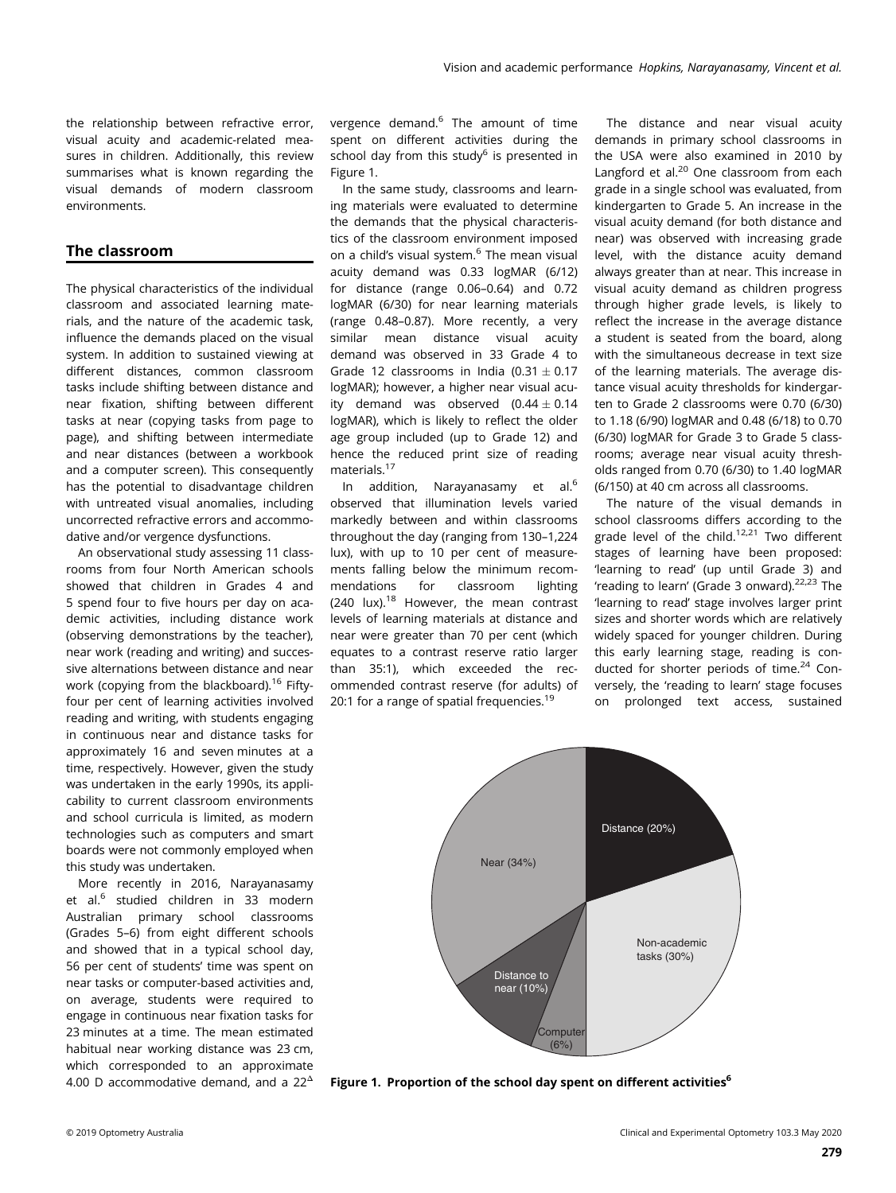the relationship between refractive error, visual acuity and academic-related measures in children. Additionally, this review summarises what is known regarding the visual demands of modern classroom environments.

## The classroom

The physical characteristics of the individual classroom and associated learning materials, and the nature of the academic task, influence the demands placed on the visual system. In addition to sustained viewing at different distances, common classroom tasks include shifting between distance and near fixation, shifting between different tasks at near (copying tasks from page to page), and shifting between intermediate and near distances (between a workbook and a computer screen). This consequently has the potential to disadvantage children with untreated visual anomalies, including uncorrected refractive errors and accommodative and/or vergence dysfunctions.

An observational study assessing 11 classrooms from four North American schools showed that children in Grades 4 and 5 spend four to five hours per day on academic activities, including distance work (observing demonstrations by the teacher), near work (reading and writing) and successive alternations between distance and near work (copying from the blackboard).[16] Fifty-four per cent of learning activities involved reading and writing, with students engaging in continuous near and distance tasks for approximately 16 and seven minutes at a time, respectively. However, given the study was undertaken in the early 1990s, its applicability to current classroom environments and school curricula is limited, as modern technologies such as computers and smart boards were not commonly employed when this study was undertaken.

More recently in 2016, Narayanasamy et al.[6] studied children in 33 modern Australian primary school classrooms (Grades 5–6) from eight different schools and showed that in a typical school day, 56 per cent of students' time was spent on near tasks or computer-based activities and, on average, students were required to engage in continuous near fixation tasks for 23 minutes at a time. The mean estimated habitual near working distance was 23 cm, which corresponded to an approximate 4.00 D accommodative demand, and a 22$^{\Delta}$ vergence demand.[6] The amount of time spent on different activities during the school day from this study[6] is presented in Figure 1.

In the same study, classrooms and learning materials were evaluated to determine the demands that the physical characteristics of the classroom environment imposed on a child's visual system.[6] The mean visual acuity demand was 0.33 logMAR (6/12) for distance (range 0.06–0.64) and 0.72 logMAR (6/30) for near learning materials (range 0.48–0.87). More recently, a very similar mean distance visual acuity demand was observed in 33 Grade 4 to Grade 12 classrooms in India ($0.31 \pm 0.17$ logMAR); however, a higher near visual acuity demand was observed ($0.44 \pm 0.14$ logMAR), which is likely to reflect the older age group included (up to Grade 12) and hence the reduced print size of reading materials.[17]

In addition, Narayanasamy et al.[6] observed that illumination levels varied markedly between and within classrooms throughout the day (ranging from 130–1,224 lux), with up to 10 per cent of measurements falling below the minimum recommendations for classroom lighting (240 lux).[18] However, the mean contrast levels of learning materials at distance and near were greater than 70 per cent (which equates to a contrast reserve ratio larger than 35:1), which exceeded the recommended contrast reserve (for adults) of 20:1 for a range of spatial frequencies.[19]

The distance and near visual acuity demands in primary school classrooms in the USA were also examined in 2010 by Langford et al.[20] One classroom from each grade in a single school was evaluated, from kindergarten to Grade 5. An increase in the visual acuity demand (for both distance and near) was observed with increasing grade level, with the distance acuity demand always greater than at near. This increase in visual acuity demand as children progress through higher grade levels, is likely to reflect the increase in the average distance a student is seated from the board, along with the simultaneous decrease in text size of the learning materials. The average distance visual acuity thresholds for kindergarten to Grade 2 classrooms were 0.70 (6/30) to 1.18 (6/90) logMAR and 0.48 (6/18) to 0.70 (6/30) logMAR for Grade 3 to Grade 5 classrooms; average near visual acuity thresholds ranged from 0.70 (6/30) to 1.40 logMAR (6/150) at 40 cm across all classrooms.

The nature of the visual demands in school classrooms differs according to the grade level of the child.[12,21] Two different stages of learning have been proposed: 'learning to read' (up until Grade 3) and 'reading to learn' (Grade 3 onward).[22,23] The 'learning to read' stage involves larger print sizes and shorter words which are relatively widely spaced for younger children. During this early learning stage, reading is conducted for shorter periods of time.[24] Conversely, the 'reading to learn' stage focuses on prolonged text access, sustained

| Activity | Proportion |
|---|---|
| Distance | 20% |
| Non-academic tasks | 30% |
| Computer | 6% |
| Distance to near | 10% |
| Near | 34% |

**Figure 1. Proportion of the school day spent on different activities[6]**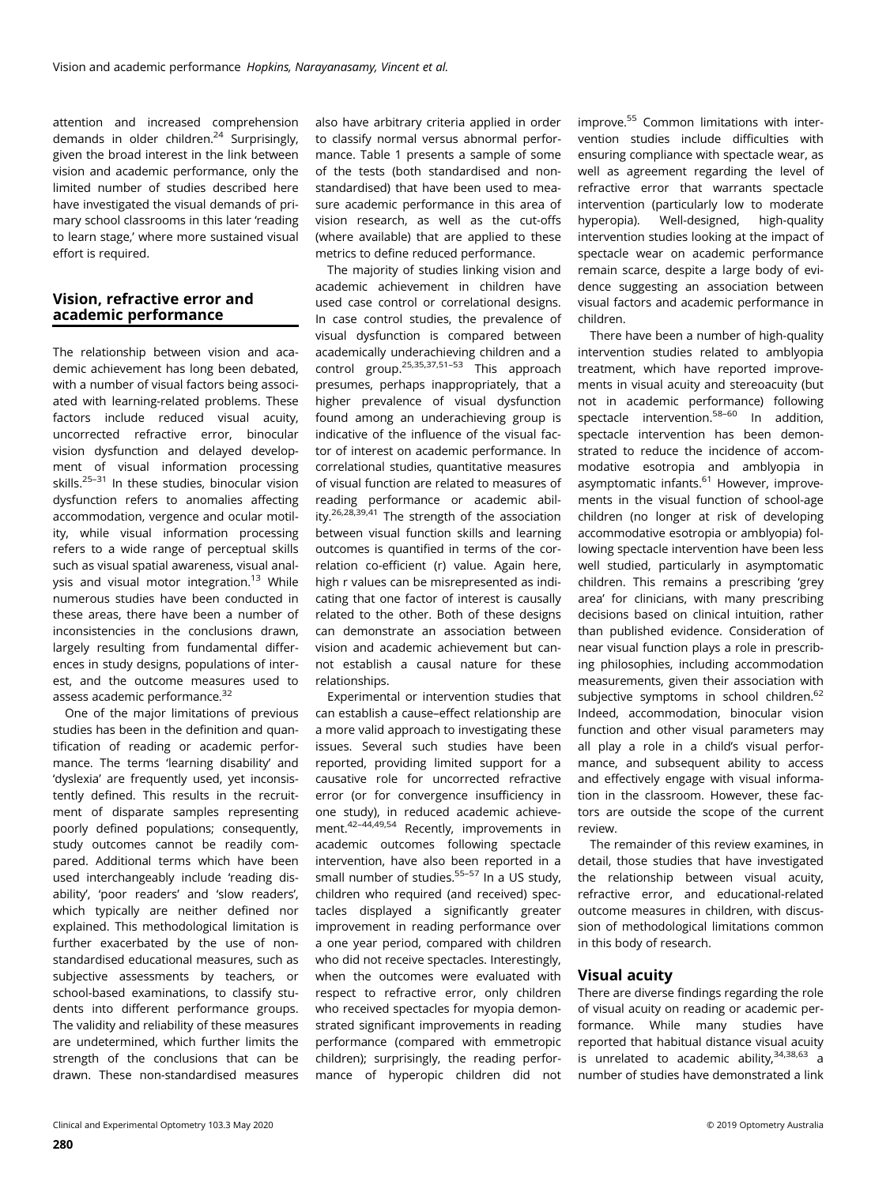attention and increased comprehension demands in older children.[24] Surprisingly, given the broad interest in the link between vision and academic performance, only the limited number of studies described here have investigated the visual demands of primary school classrooms in this later 'reading to learn stage,' where more sustained visual effort is required.

## Vision, refractive error and academic performance

The relationship between vision and academic achievement has long been debated, with a number of visual factors being associated with learning-related problems. These factors include reduced visual acuity, uncorrected refractive error, binocular vision dysfunction and delayed development of visual information processing skills.[25–31] In these studies, binocular vision dysfunction refers to anomalies affecting accommodation, vergence and ocular motility, while visual information processing refers to a wide range of perceptual skills such as visual spatial awareness, visual analysis and visual motor integration.[13] While numerous studies have been conducted in these areas, there have been a number of inconsistencies in the conclusions drawn, largely resulting from fundamental differences in study designs, populations of interest, and the outcome measures used to assess academic performance.[32]

One of the major limitations of previous studies has been in the definition and quantification of reading or academic performance. The terms 'learning disability' and 'dyslexia' are frequently used, yet inconsistently defined. This results in the recruitment of disparate samples representing poorly defined populations; consequently, study outcomes cannot be readily compared. Additional terms which have been used interchangeably include 'reading disability', 'poor readers' and 'slow readers', which typically are neither defined nor explained. This methodological limitation is further exacerbated by the use of non-standardised educational measures, such as subjective assessments by teachers, or school-based examinations, to classify students into different performance groups. The validity and reliability of these measures are undetermined, which further limits the strength of the conclusions that can be drawn. These non-standardised measures also have arbitrary criteria applied in order to classify normal versus abnormal performance. Table 1 presents a sample of some of the tests (both standardised and non-standardised) that have been used to measure academic performance in this area of vision research, as well as the cut-offs (where available) that are applied to these metrics to define reduced performance.

The majority of studies linking vision and academic achievement in children have used case control or correlational designs. In case control studies, the prevalence of visual dysfunction is compared between academically underachieving children and a control group.[25,35,37,51–53] This approach presumes, perhaps inappropriately, that a higher prevalence of visual dysfunction found among an underachieving group is indicative of the influence of the visual factor of interest on academic performance. In correlational studies, quantitative measures of visual function are related to measures of reading performance or academic ability.[26,28,39,41] The strength of the association between visual function skills and learning outcomes is quantified in terms of the correlation co-efficient (r) value. Again here, high r values can be misrepresented as indicating that one factor of interest is causally related to the other. Both of these designs can demonstrate an association between vision and academic achievement but cannot establish a causal nature for these relationships.

Experimental or intervention studies that can establish a cause–effect relationship are a more valid approach to investigating these issues. Several such studies have been reported, providing limited support for a causative role for uncorrected refractive error (or for convergence insufficiency in one study), in reduced academic achievement.[42–44,49,54] Recently, improvements in academic outcomes following spectacle intervention, have also been reported in a small number of studies.[55–57] In a US study, children who required (and received) spectacles displayed a significantly greater improvement in reading performance over a one year period, compared with children who did not receive spectacles. Interestingly, when the outcomes were evaluated with respect to refractive error, only children who received spectacles for myopia demonstrated significant improvements in reading performance (compared with emmetropic children); surprisingly, the reading performance of hyperopic children did not improve.[55] Common limitations with intervention studies include difficulties with ensuring compliance with spectacle wear, as well as agreement regarding the level of refractive error that warrants spectacle intervention (particularly low to moderate hyperopia). Well-designed, high-quality intervention studies looking at the impact of spectacle wear on academic performance remain scarce, despite a large body of evidence suggesting an association between visual factors and academic performance in children.

There have been a number of high-quality intervention studies related to amblyopia treatment, which have reported improvements in visual acuity and stereoacuity (but not in academic performance) following spectacle intervention.[58–60] In addition, spectacle intervention has been demonstrated to reduce the incidence of accommodative esotropia and amblyopia in asymptomatic infants.[61] However, improvements in the visual function of school-age children (no longer at risk of developing accommodative esotropia or amblyopia) following spectacle intervention have been less well studied, particularly in asymptomatic children. This remains a prescribing 'grey area' for clinicians, with many prescribing decisions based on clinical intuition, rather than published evidence. Consideration of near visual function plays a role in prescribing philosophies, including accommodation measurements, given their association with subjective symptoms in school children.[62] Indeed, accommodation, binocular vision function and other visual parameters may all play a role in a child's visual performance, and subsequent ability to access and effectively engage with visual information in the classroom. However, these factors are outside the scope of the current review.

The remainder of this review examines, in detail, those studies that have investigated the relationship between visual acuity, refractive error, and educational-related outcome measures in children, with discussion of methodological limitations common in this body of research.

### Visual acuity

There are diverse findings regarding the role of visual acuity on reading or academic performance. While many studies have reported that habitual distance visual acuity is unrelated to academic ability,[34,38,63] a number of studies have demonstrated a link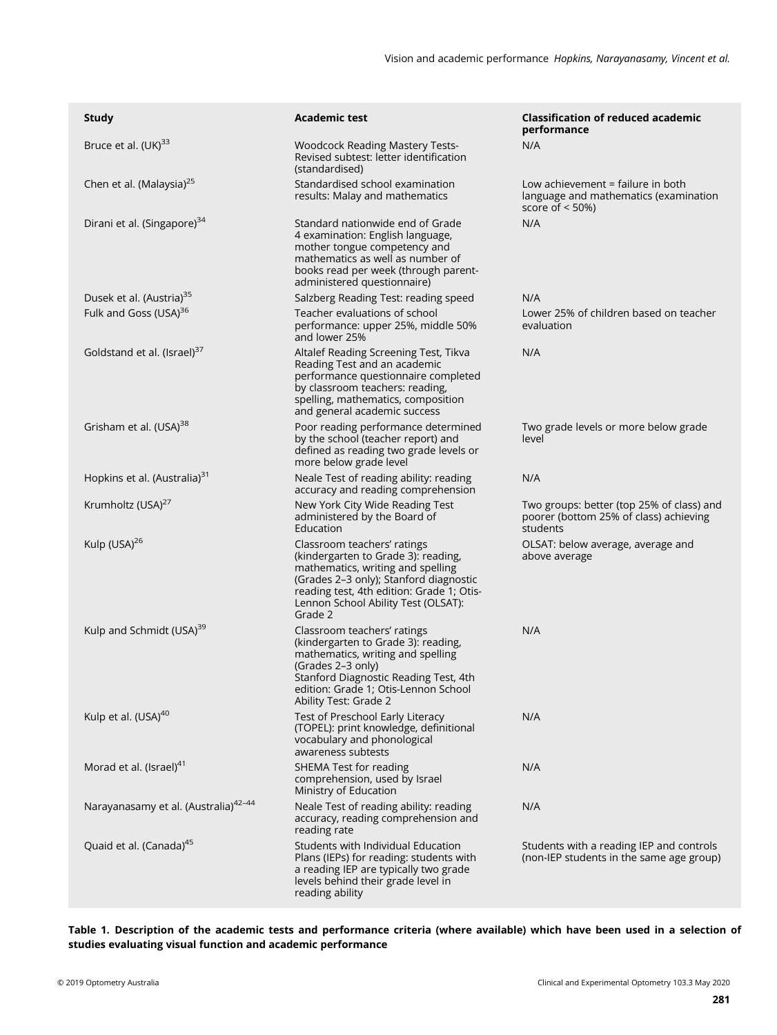| Study | Academic test | Classification of reduced academic performance |
|---|---|---|
| Bruce et al. (UK)[33] | Woodcock Reading Mastery Tests-Revised subtest: letter identification (standardised) | N/A |
| Chen et al. (Malaysia)[25] | Standardised school examination results: Malay and mathematics | Low achievement = failure in both language and mathematics (examination score of < 50%) |
| Dirani et al. (Singapore)[34] | Standard nationwide end of Grade 4 examination: English language, mother tongue competency and mathematics as well as number of books read per week (through parent-administered questionnaire) | N/A |
| Dusek et al. (Austria)[35] | Salzberg Reading Test: reading speed | N/A |
| Fulk and Goss (USA)[36] | Teacher evaluations of school performance: upper 25%, middle 50% and lower 25% | Lower 25% of children based on teacher evaluation |
| Goldstand et al. (Israel)[37] | Altalef Reading Screening Test, Tikva Reading Test and an academic performance questionnaire completed by classroom teachers: reading, spelling, mathematics, composition and general academic success | N/A |
| Grisham et al. (USA)[38] | Poor reading performance determined by the school (teacher report) and defined as reading two grade levels or more below grade level | Two grade levels or more below grade level |
| Hopkins et al. (Australia)[31] | Neale Test of reading ability: reading accuracy and reading comprehension | N/A |
| Krumholtz (USA)[27] | New York City Wide Reading Test administered by the Board of Education | Two groups: better (top 25% of class) and poorer (bottom 25% of class) achieving students |
| Kulp (USA)[26] | Classroom teachers' ratings (kindergarten to Grade 3): reading, mathematics, writing and spelling (Grades 2–3 only); Stanford diagnostic reading test, 4th edition: Grade 1; Otis-Lennon School Ability Test (OLSAT): Grade 2 | OLSAT: below average, average and above average |
| Kulp and Schmidt (USA)[39] | Classroom teachers' ratings (kindergarten to Grade 3): reading, mathematics, writing and spelling (Grades 2–3 only) Stanford Diagnostic Reading Test, 4th edition: Grade 1; Otis-Lennon School Ability Test: Grade 2 | N/A |
| Kulp et al. (USA)[40] | Test of Preschool Early Literacy (TOPEL): print knowledge, definitional vocabulary and phonological awareness subtests | N/A |
| Morad et al. (Israel)[41] | SHEMA Test for reading comprehension, used by Israel Ministry of Education | N/A |
| Narayanasamy et al. (Australia)[42–44] | Neale Test of reading ability: reading accuracy, reading comprehension and reading rate | N/A |
| Quaid et al. (Canada)[45] | Students with Individual Education Plans (IEPs) for reading: students with a reading IEP are typically two grade levels behind their grade level in reading ability | Students with a reading IEP and controls (non-IEP students in the same age group) |

**Table 1. Description of the academic tests and performance criteria (where available) which have been used in a selection of studies evaluating visual function and academic performance**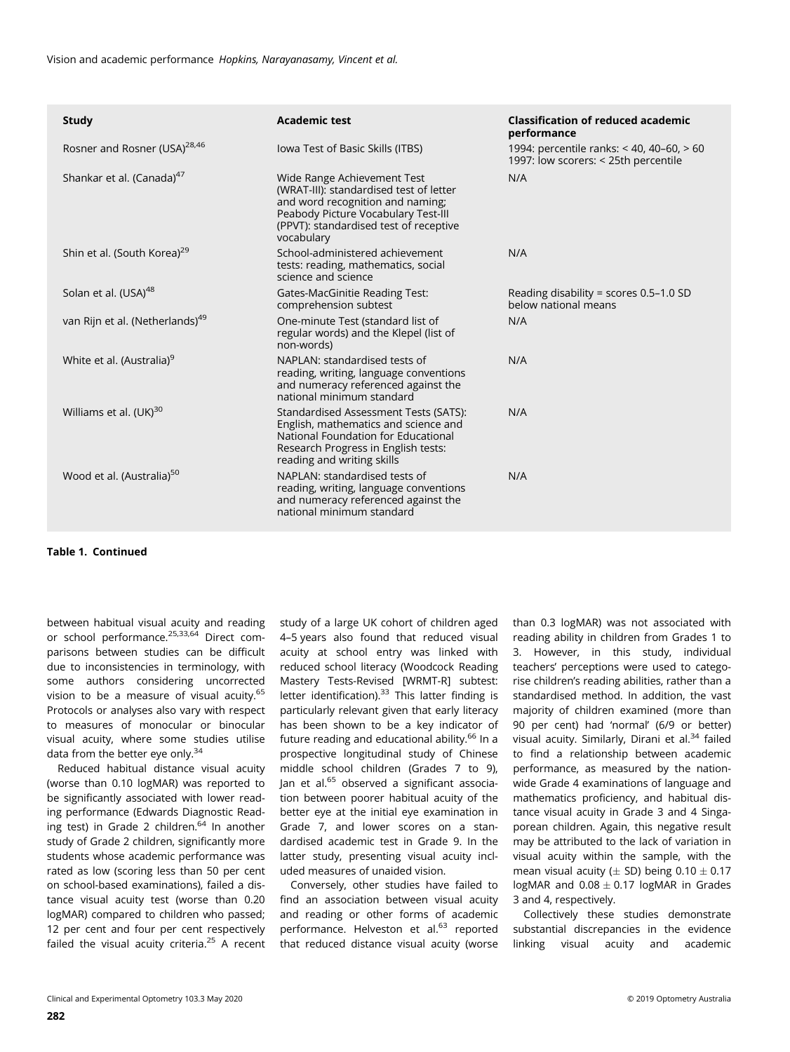| Study | Academic test | Classification of reduced academic performance |
| --- | --- | --- |
| Rosner and Rosner (USA)[28,46] | Iowa Test of Basic Skills (ITBS) | 1994: percentile ranks: < 40, 40–60, > 60<br>1997: low scorers: < 25th percentile |
| Shankar et al. (Canada)[47] | Wide Range Achievement Test (WRAT-III): standardised test of letter and word recognition and naming; Peabody Picture Vocabulary Test-III (PPVT): standardised test of receptive vocabulary | N/A |
| Shin et al. (South Korea)[29] | School-administered achievement tests: reading, mathematics, social science and science | N/A |
| Solan et al. (USA)[48] | Gates-MacGinitie Reading Test: comprehension subtest | Reading disability = scores 0.5–1.0 SD below national means |
| van Rijn et al. (Netherlands)[49] | One-minute Test (standard list of regular words) and the Klepel (list of non-words) | N/A |
| White et al. (Australia)[9] | NAPLAN: standardised tests of reading, writing, language conventions and numeracy referenced against the national minimum standard | N/A |
| Williams et al. (UK)[30] | Standardised Assessment Tests (SATS): English, mathematics and science and National Foundation for Educational Research Progress in English tests: reading and writing skills | N/A |
| Wood et al. (Australia)[50] | NAPLAN: standardised tests of reading, writing, language conventions and numeracy referenced against the national minimum standard | N/A |

**Table 1. Continued**

between habitual visual acuity and reading or school performance.[25,33,64] Direct comparisons between studies can be difficult due to inconsistencies in terminology, with some authors considering uncorrected vision to be a measure of visual acuity.[65] Protocols or analyses also vary with respect to measures of monocular or binocular visual acuity, where some studies utilise data from the better eye only.[34]

Reduced habitual distance visual acuity (worse than 0.10 logMAR) was reported to be significantly associated with lower reading performance (Edwards Diagnostic Reading test) in Grade 2 children.[64] In another study of Grade 2 children, significantly more students whose academic performance was rated as low (scoring less than 50 per cent on school-based examinations), failed a distance visual acuity test (worse than 0.20 logMAR) compared to children who passed; 12 per cent and four per cent respectively failed the visual acuity criteria.[25] A recent study of a large UK cohort of children aged 4–5 years also found that reduced visual acuity at school entry was linked with reduced school literacy (Woodcock Reading Mastery Tests-Revised [WRMT-R] subtest: letter identification).[33] This latter finding is particularly relevant given that early literacy has been shown to be a key indicator of future reading and educational ability.[66] In a prospective longitudinal study of Chinese middle school children (Grades 7 to 9), Jan et al.[65] observed a significant association between poorer habitual acuity of the better eye at the initial eye examination in Grade 7, and lower scores on a standardised academic test in Grade 9. In the latter study, presenting visual acuity included measures of unaided vision.

Conversely, other studies have failed to find an association between visual acuity and reading or other forms of academic performance. Helveston et al.[63] reported that reduced distance visual acuity (worse than 0.3 logMAR) was not associated with reading ability in children from Grades 1 to 3. However, in this study, individual teachers' perceptions were used to categorise children's reading abilities, rather than a standardised method. In addition, the vast majority of children examined (more than 90 per cent) had 'normal' (6/9 or better) visual acuity. Similarly, Dirani et al.[34] failed to find a relationship between academic performance, as measured by the nationwide Grade 4 examinations of language and mathematics proficiency, and habitual distance visual acuity in Grade 3 and 4 Singaporean children. Again, this negative result may be attributed to the lack of variation in visual acuity within the sample, with the mean visual acuity ($\pm$ SD) being $0.10 \pm 0.17$ logMAR and $0.08 \pm 0.17$ logMAR in Grades 3 and 4, respectively.

Collectively these studies demonstrate substantial discrepancies in the evidence linking visual acuity and academic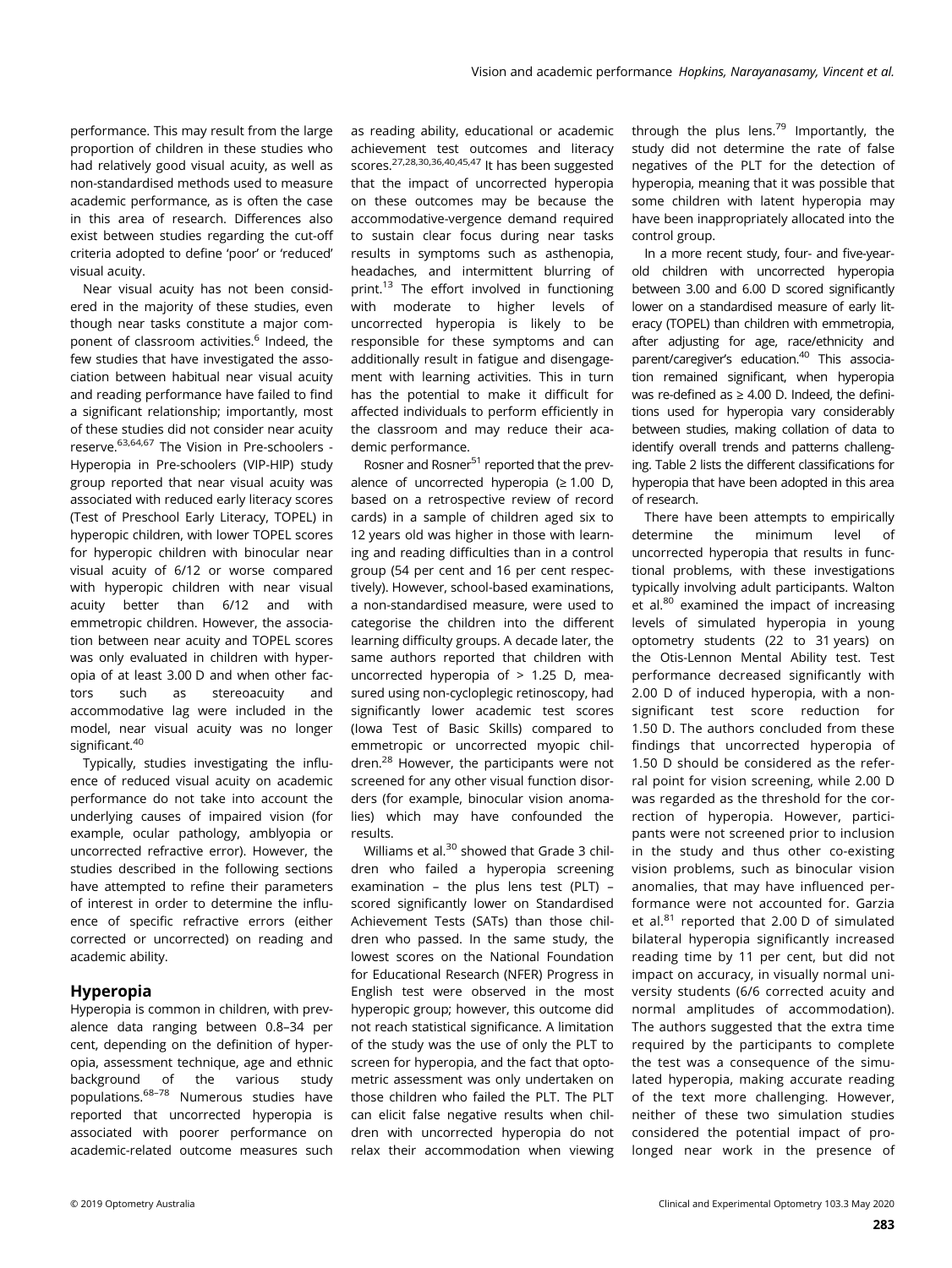performance. This may result from the large proportion of children in these studies who had relatively good visual acuity, as well as non-standardised methods used to measure academic performance, as is often the case in this area of research. Differences also exist between studies regarding the cut-off criteria adopted to define 'poor' or 'reduced' visual acuity.

Near visual acuity has not been considered in the majority of these studies, even though near tasks constitute a major component of classroom activities.[6] Indeed, the few studies that have investigated the association between habitual near visual acuity and reading performance have failed to find a significant relationship; importantly, most of these studies did not consider near acuity reserve.[63,64,67] The Vision in Pre-schoolers - Hyperopia in Pre-schoolers (VIP-HIP) study group reported that near visual acuity was associated with reduced early literacy scores (Test of Preschool Early Literacy, TOPEL) in hyperopic children, with lower TOPEL scores for hyperopic children with binocular near visual acuity of 6/12 or worse compared with hyperopic children with near visual acuity better than 6/12 and with emmetropic children. However, the association between near acuity and TOPEL scores was only evaluated in children with hyperopia of at least 3.00 D and when other factors such as stereoacuity and accommodative lag were included in the model, near visual acuity was no longer significant.[40]

Typically, studies investigating the influence of reduced visual acuity on academic performance do not take into account the underlying causes of impaired vision (for example, ocular pathology, amblyopia or uncorrected refractive error). However, the studies described in the following sections have attempted to refine their parameters of interest in order to determine the influence of specific refractive errors (either corrected or uncorrected) on reading and academic ability.

## Hyperopia

Hyperopia is common in children, with prevalence data ranging between 0.8–34 per cent, depending on the definition of hyperopia, assessment technique, age and ethnic background of the various study populations.[68–78] Numerous studies have reported that uncorrected hyperopia is associated with poorer performance on academic-related outcome measures such as reading ability, educational or academic achievement test outcomes and literacy scores.[27,28,30,36,40,45,47] It has been suggested that the impact of uncorrected hyperopia on these outcomes may be because the accommodative-vergence demand required to sustain clear focus during near tasks results in symptoms such as asthenopia, headaches, and intermittent blurring of print.[13] The effort involved in functioning with moderate to higher levels of uncorrected hyperopia is likely to be responsible for these symptoms and can additionally result in fatigue and disengagement with learning activities. This in turn has the potential to make it difficult for affected individuals to perform efficiently in the classroom and may reduce their academic performance.

Rosner and Rosner[51] reported that the prevalence of uncorrected hyperopia (≥ 1.00 D, based on a retrospective review of record cards) in a sample of children aged six to 12 years old was higher in those with learning and reading difficulties than in a control group (54 per cent and 16 per cent respectively). However, school-based examinations, a non-standardised measure, were used to categorise the children into the different learning difficulty groups. A decade later, the same authors reported that children with uncorrected hyperopia of > 1.25 D, measured using non-cycloplegic retinoscopy, had significantly lower academic test scores (Iowa Test of Basic Skills) compared to emmetropic or uncorrected myopic children.[28] However, the participants were not screened for any other visual function disorders (for example, binocular vision anomalies) which may have confounded the results.

Williams et al.[30] showed that Grade 3 children who failed a hyperopia screening examination – the plus lens test (PLT) – scored significantly lower on Standardised Achievement Tests (SATs) than those children who passed. In the same study, the lowest scores on the National Foundation for Educational Research (NFER) Progress in English test were observed in the most hyperopic group; however, this outcome did not reach statistical significance. A limitation of the study was the use of only the PLT to screen for hyperopia, and the fact that optometric assessment was only undertaken on those children who failed the PLT. The PLT can elicit false negative results when children with uncorrected hyperopia do not relax their accommodation when viewing through the plus lens.[79] Importantly, the study did not determine the rate of false negatives of the PLT for the detection of hyperopia, meaning that it was possible that some children with latent hyperopia may have been inappropriately allocated into the control group.

In a more recent study, four- and five-year-old children with uncorrected hyperopia between 3.00 and 6.00 D scored significantly lower on a standardised measure of early literacy (TOPEL) than children with emmetropia, after adjusting for age, race/ethnicity and parent/caregiver's education.[40] This association remained significant, when hyperopia was re-defined as ≥ 4.00 D. Indeed, the definitions used for hyperopia vary considerably between studies, making collation of data to identify overall trends and patterns challenging. Table 2 lists the different classifications for hyperopia that have been adopted in this area of research.

There have been attempts to empirically determine the minimum level of uncorrected hyperopia that results in functional problems, with these investigations typically involving adult participants. Walton et al.[80] examined the impact of increasing levels of simulated hyperopia in young optometry students (22 to 31 years) on the Otis-Lennon Mental Ability test. Test performance decreased significantly with 2.00 D of induced hyperopia, with a non-significant test score reduction for 1.50 D. The authors concluded from these findings that uncorrected hyperopia of 1.50 D should be considered as the referral point for vision screening, while 2.00 D was regarded as the threshold for the correction of hyperopia. However, participants were not screened prior to inclusion in the study and thus other co-existing vision problems, such as binocular vision anomalies, that may have influenced performance were not accounted for. Garzia et al.[81] reported that 2.00 D of simulated bilateral hyperopia significantly increased reading time by 11 per cent, but did not impact on accuracy, in visually normal university students (6/6 corrected acuity and normal amplitudes of accommodation). The authors suggested that the extra time required by the participants to complete the test was a consequence of the simulated hyperopia, making accurate reading of the text more challenging. However, neither of these two simulation studies considered the potential impact of prolonged near work in the presence of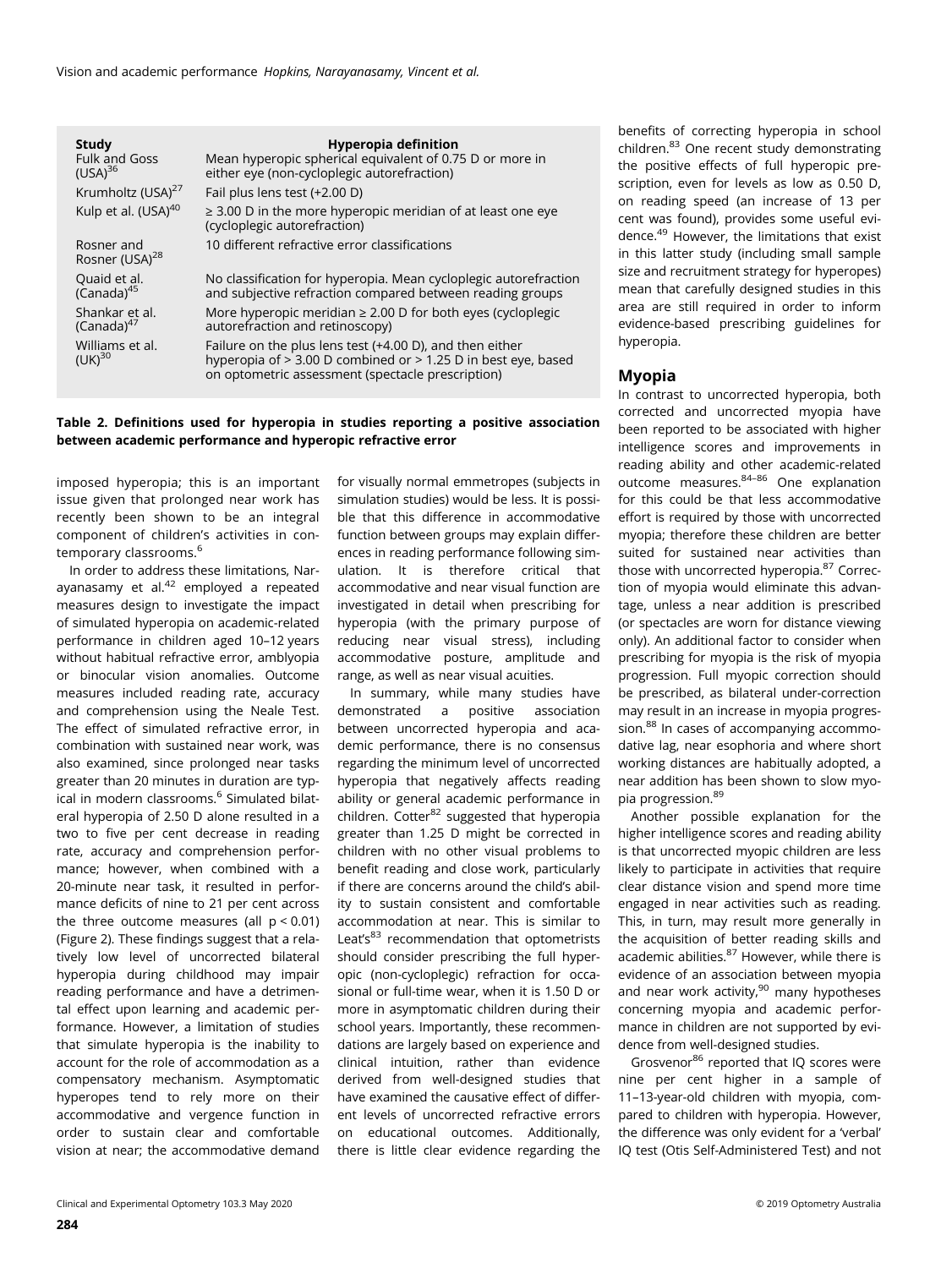| Study | Hyperopia definition |
|---|---|
| Fulk and Goss (USA)[36] | Mean hyperopic spherical equivalent of 0.75 D or more in either eye (non-cycloplegic autorefraction) |
| Krumholtz (USA)[27] | Fail plus lens test (+2.00 D) |
| Kulp et al. (USA)[40] | ≥ 3.00 D in the more hyperopic meridian of at least one eye (cycloplegic autorefraction) |
| Rosner and Rosner (USA)[28] | 10 different refractive error classifications |
| Quaid et al. (Canada)[45] | No classification for hyperopia. Mean cycloplegic autorefraction and subjective refraction compared between reading groups |
| Shankar et al. (Canada)[47] | More hyperopic meridian ≥ 2.00 D for both eyes (cycloplegic autorefraction and retinoscopy) |
| Williams et al. (UK)[30] | Failure on the plus lens test (+4.00 D), and then either hyperopia of > 3.00 D combined or > 1.25 D in best eye, based on optometric assessment (spectacle prescription) |

**Table 2. Definitions used for hyperopia in studies reporting a positive association between academic performance and hyperopic refractive error**

imposed hyperopia; this is an important issue given that prolonged near work has recently been shown to be an integral component of children's activities in contemporary classrooms.[6]

In order to address these limitations, Narayanasamy et al.[42] employed a repeated measures design to investigate the impact of simulated hyperopia on academic-related performance in children aged 10–12 years without habitual refractive error, amblyopia or binocular vision anomalies. Outcome measures included reading rate, accuracy and comprehension using the Neale Test. The effect of simulated refractive error, in combination with sustained near work, was also examined, since prolonged near tasks greater than 20 minutes in duration are typical in modern classrooms.[6] Simulated bilateral hyperopia of 2.50 D alone resulted in a two to five per cent decrease in reading rate, accuracy and comprehension performance; however, when combined with a 20-minute near task, it resulted in performance deficits of nine to 21 per cent across the three outcome measures (all $p < 0.01$) (Figure 2). These findings suggest that a relatively low level of uncorrected bilateral hyperopia during childhood may impair reading performance and have a detrimental effect upon learning and academic performance. However, a limitation of studies that simulate hyperopia is the inability to account for the role of accommodation as a compensatory mechanism. Asymptomatic hyperopes tend to rely more on their accommodative and vergence function in order to sustain clear and comfortable vision at near; the accommodative demand for visually normal emmetropes (subjects in simulation studies) would be less. It is possible that this difference in accommodative function between groups may explain differences in reading performance following simulation. It is therefore critical that accommodative and near visual function are investigated in detail when prescribing for hyperopia (with the primary purpose of reducing near visual stress), including accommodative posture, amplitude and range, as well as near visual acuities.

In summary, while many studies have demonstrated a positive association between uncorrected hyperopia and academic performance, there is no consensus regarding the minimum level of uncorrected hyperopia that negatively affects reading ability or general academic performance in children. Cotter[82] suggested that hyperopia greater than 1.25 D might be corrected in children with no other visual problems to benefit reading and close work, particularly if there are concerns around the child's ability to sustain consistent and comfortable accommodation at near. This is similar to Leat's[83] recommendation that optometrists should consider prescribing the full hyperopic (non-cycloplegic) refraction for occasional or full-time wear, when it is 1.50 D or more in asymptomatic children during their school years. Importantly, these recommendations are largely based on experience and clinical intuition, rather than evidence derived from well-designed studies that have examined the causative effect of different levels of uncorrected refractive errors on educational outcomes. Additionally, there is little clear evidence regarding the benefits of correcting hyperopia in school children.[83] One recent study demonstrating the positive effects of full hyperopic prescription, even for levels as low as 0.50 D, on reading speed (an increase of 13 per cent was found), provides some useful evidence.[49] However, the limitations that exist in this latter study (including small sample size and recruitment strategy for hyperopes) mean that carefully designed studies in this area are still required in order to inform evidence-based prescribing guidelines for hyperopia.

## Myopia

In contrast to uncorrected hyperopia, both corrected and uncorrected myopia have been reported to be associated with higher intelligence scores and improvements in reading ability and other academic-related outcome measures.[84–86] One explanation for this could be that less accommodative effort is required by those with uncorrected myopia; therefore these children are better suited for sustained near activities than those with uncorrected hyperopia.[87] Correction of myopia would eliminate this advantage, unless a near addition is prescribed (or spectacles are worn for distance viewing only). An additional factor to consider when prescribing for myopia is the risk of myopia progression. Full myopic correction should be prescribed, as bilateral under-correction may result in an increase in myopia progression.[88] In cases of accompanying accommodative lag, near esophoria and where short working distances are habitually adopted, a near addition has been shown to slow myopia progression.[89]

Another possible explanation for the higher intelligence scores and reading ability is that uncorrected myopic children are less likely to participate in activities that require clear distance vision and spend more time engaged in near activities such as reading. This, in turn, may result more generally in the acquisition of better reading skills and academic abilities.[87] However, while there is evidence of an association between myopia and near work activity,[90] many hypotheses concerning myopia and academic performance in children are not supported by evidence from well-designed studies.

Grosvenor[86] reported that IQ scores were nine per cent higher in a sample of 11–13-year-old children with myopia, compared to children with hyperopia. However, the difference was only evident for a 'verbal' IQ test (Otis Self-Administered Test) and not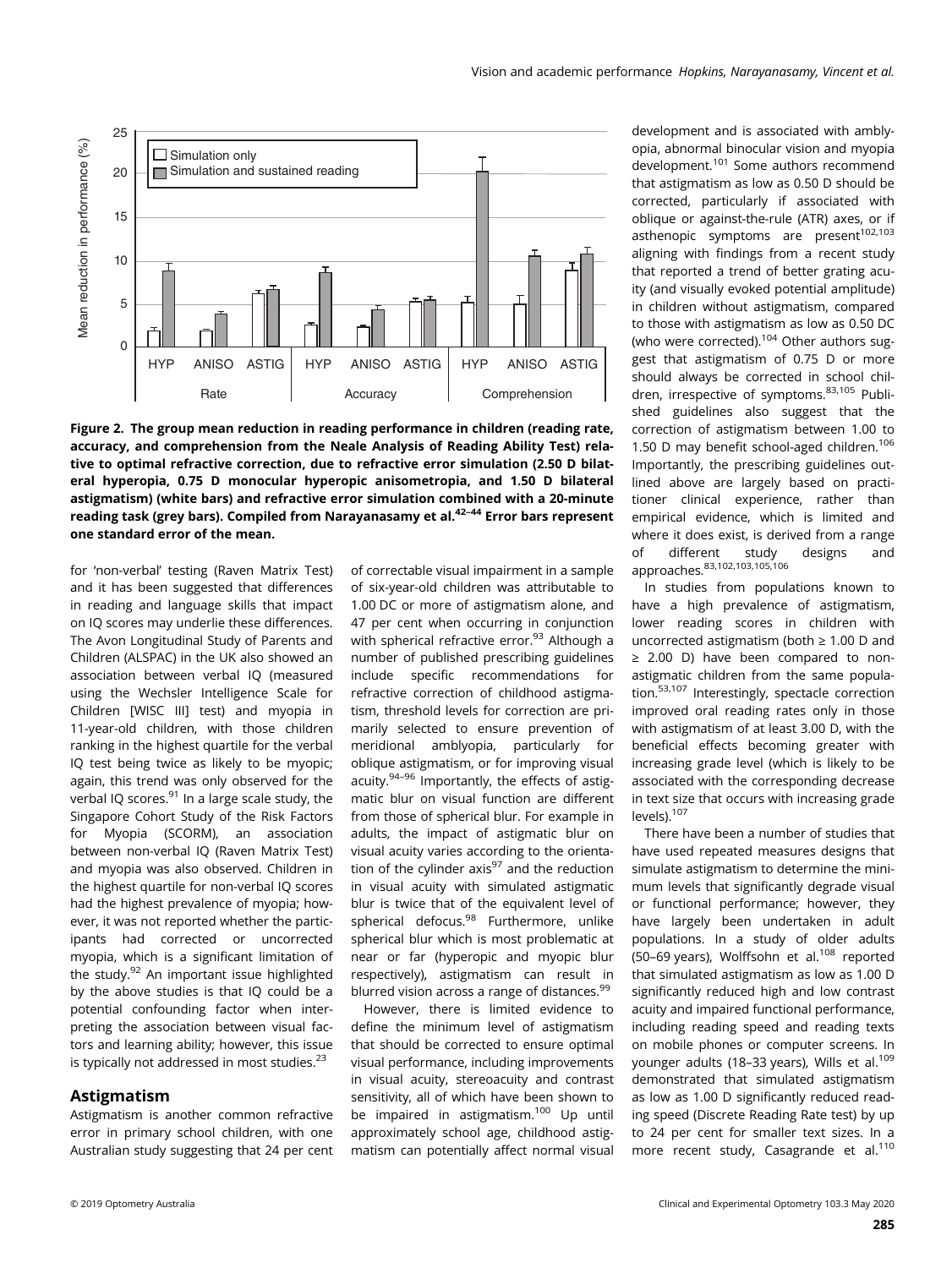**Figure 2. The group mean reduction in reading performance in children (reading rate, accuracy, and comprehension from the Neale Analysis of Reading Ability Test) relative to optimal refractive correction, due to refractive error simulation (2.50 D bilateral hyperopia, 0.75 D monocular hyperopic anisometropia, and 1.50 D bilateral astigmatism) (white bars) and refractive error simulation combined with a 20-minute reading task (grey bars). Compiled from Narayanasamy et al.[42–44] Error bars represent one standard error of the mean.**

for 'non-verbal' testing (Raven Matrix Test) and it has been suggested that differences in reading and language skills that impact on IQ scores may underlie these differences. The Avon Longitudinal Study of Parents and Children (ALSPAC) in the UK also showed an association between verbal IQ (measured using the Wechsler Intelligence Scale for Children [WISC III] test) and myopia in 11-year-old children, with those children ranking in the highest quartile for the verbal IQ test being twice as likely to be myopic; again, this trend was only observed for the verbal IQ scores.[91] In a large scale study, the Singapore Cohort Study of the Risk Factors for Myopia (SCORM), an association between non-verbal IQ (Raven Matrix Test) and myopia was also observed. Children in the highest quartile for non-verbal IQ scores had the highest prevalence of myopia; however, it was not reported whether the participants had corrected or uncorrected myopia, which is a significant limitation of the study.[92] An important issue highlighted by the above studies is that IQ could be a potential confounding factor when interpreting the association between visual factors and learning ability; however, this issue is typically not addressed in most studies.[23]

## Astigmatism

Astigmatism is another common refractive error in primary school children, with one Australian study suggesting that 24 per cent of correctable visual impairment in a sample of six-year-old children was attributable to 1.00 DC or more of astigmatism alone, and 47 per cent when occurring in conjunction with spherical refractive error.[93] Although a number of published prescribing guidelines include specific recommendations for refractive correction of childhood astigmatism, threshold levels for correction are primarily selected to ensure prevention of meridional amblyopia, particularly for oblique astigmatism, or for improving visual acuity.[94–96] Importantly, the effects of astigmatic blur on visual function are different from those of spherical blur. For example in adults, the impact of astigmatic blur on visual acuity varies according to the orientation of the cylinder axis[97] and the reduction in visual acuity with simulated astigmatic blur is twice that of the equivalent level of spherical defocus.[98] Furthermore, unlike spherical blur which is most problematic at near or far (hyperopic and myopic blur respectively), astigmatism can result in blurred vision across a range of distances.[99]

However, there is limited evidence to define the minimum level of astigmatism that should be corrected to ensure optimal visual performance, including improvements in visual acuity, stereoacuity and contrast sensitivity, all of which have been shown to be impaired in astigmatism.[100] Up until approximately school age, childhood astigmatism can potentially affect normal visual development and is associated with amblyopia, abnormal binocular vision and myopia development.[101] Some authors recommend that astigmatism as low as 0.50 D should be corrected, particularly if associated with oblique or against-the-rule (ATR) axes, or if asthenopic symptoms are present[102,103] aligning with findings from a recent study that reported a trend of better grating acuity (and visually evoked potential amplitude) in children without astigmatism, compared to those with astigmatism as low as 0.50 DC (who were corrected).[104] Other authors suggest that astigmatism of 0.75 D or more should always be corrected in school children, irrespective of symptoms.[83,105] Published guidelines also suggest that the correction of astigmatism between 1.00 to 1.50 D may benefit school-aged children.[106] Importantly, the prescribing guidelines outlined above are largely based on practitioner clinical experience, rather than empirical evidence, which is limited and where it does exist, is derived from a range of different study designs and approaches.[83,102,103,105,106]

In studies from populations known to have a high prevalence of astigmatism, lower reading scores in children with uncorrected astigmatism (both ≥ 1.00 D and ≥ 2.00 D) have been compared to non-astigmatic children from the same population.[53,107] Interestingly, spectacle correction improved oral reading rates only in those with astigmatism of at least 3.00 D, with the beneficial effects becoming greater with increasing grade level (which is likely to be associated with the corresponding decrease in text size that occurs with increasing grade levels).[107]

There have been a number of studies that have used repeated measures designs that simulate astigmatism to determine the minimum levels that significantly degrade visual or functional performance; however, they have largely been undertaken in adult populations. In a study of older adults (50–69 years), Wolffsohn et al.[108] reported that simulated astigmatism as low as 1.00 D significantly reduced high and low contrast acuity and impaired functional performance, including reading speed and reading texts on mobile phones or computer screens. In younger adults (18–33 years), Wills et al.[109] demonstrated that simulated astigmatism as low as 1.00 D significantly reduced reading speed (Discrete Reading Rate test) by up to 24 per cent for smaller text sizes. In a more recent study, Casagrande et al.[110]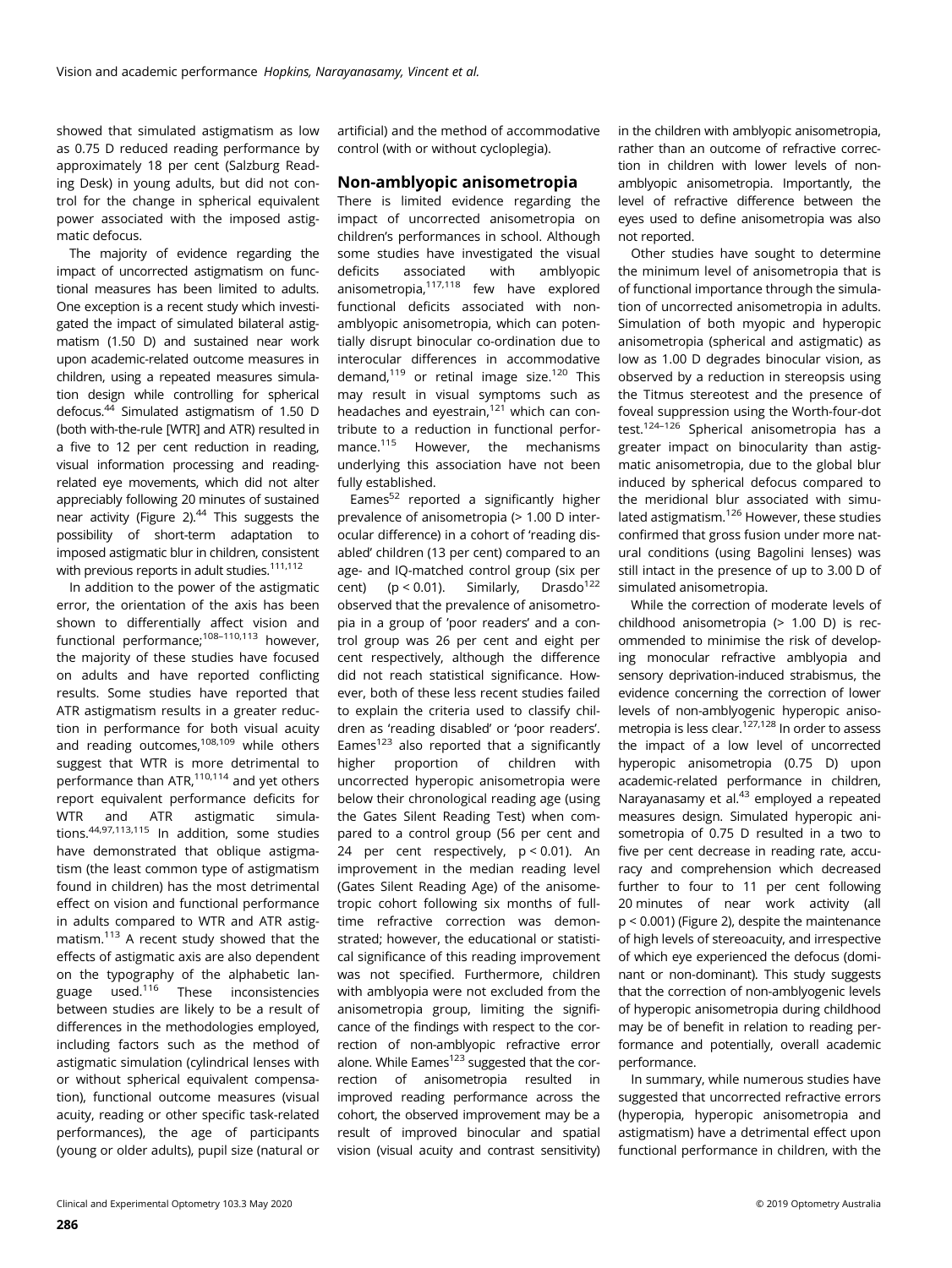showed that simulated astigmatism as low as 0.75 D reduced reading performance by approximately 18 per cent (Salzburg Reading Desk) in young adults, but did not control for the change in spherical equivalent power associated with the imposed astigmatic defocus.

The majority of evidence regarding the impact of uncorrected astigmatism on functional measures has been limited to adults. One exception is a recent study which investigated the impact of simulated bilateral astigmatism (1.50 D) and sustained near work upon academic-related outcome measures in children, using a repeated measures simulation design while controlling for spherical defocus.[44] Simulated astigmatism of 1.50 D (both with-the-rule [WTR] and ATR) resulted in a five to 12 per cent reduction in reading, visual information processing and reading-related eye movements, which did not alter appreciably following 20 minutes of sustained near activity (Figure 2).[44] This suggests the possibility of short-term adaptation to imposed astigmatic blur in children, consistent with previous reports in adult studies.[111,112]

In addition to the power of the astigmatic error, the orientation of the axis has been shown to differentially affect vision and functional performance;[108–110,113] however, the majority of these studies have focused on adults and have reported conflicting results. Some studies have reported that ATR astigmatism results in a greater reduction in performance for both visual acuity and reading outcomes,[108,109] while others suggest that WTR is more detrimental to performance than ATR,[110,114] and yet others report equivalent performance deficits for WTR and ATR astigmatic simulations.[44,97,113,115] In addition, some studies have demonstrated that oblique astigmatism (the least common type of astigmatism found in children) has the most detrimental effect on vision and functional performance in adults compared to WTR and ATR astigmatism.[113] A recent study showed that the effects of astigmatic axis are also dependent on the typography of the alphabetic language used.[116] These inconsistencies between studies are likely to be a result of differences in the methodologies employed, including factors such as the method of astigmatic simulation (cylindrical lenses with or without spherical equivalent compensation), functional outcome measures (visual acuity, reading or other specific task-related performances), the age of participants (young or older adults), pupil size (natural or artificial) and the method of accommodative control (with or without cycloplegia).

## Non-amblyopic anisometropia

There is limited evidence regarding the impact of uncorrected anisometropia on children's performances in school. Although some studies have investigated the visual deficits associated with amblyopic anisometropia,[117,118] few have explored functional deficits associated with non-amblyopic anisometropia, which can potentially disrupt binocular co-ordination due to interocular differences in accommodative demand,[119] or retinal image size.[120] This may result in visual symptoms such as headaches and eyestrain,[121] which can contribute to a reduction in functional performance.[115] However, the mechanisms underlying this association have not been fully established.

Eames[52] reported a significantly higher prevalence of anisometropia (> 1.00 D interocular difference) in a cohort of 'reading disabled' children (13 per cent) compared to an age- and IQ-matched control group (six per cent) ($p < 0.01$). Similarly, Drasdo[122] observed that the prevalence of anisometropia in a group of 'poor readers' and a control group was 26 per cent and eight per cent respectively, although the difference did not reach statistical significance. However, both of these less recent studies failed to explain the criteria used to classify children as 'reading disabled' or 'poor readers'. Eames[123] also reported that a significantly higher proportion of children with uncorrected hyperopic anisometropia were below their chronological reading age (using the Gates Silent Reading Test) when compared to a control group (56 per cent and 24 per cent respectively, $p < 0.01$). An improvement in the median reading level (Gates Silent Reading Age) of the anisometropic cohort following six months of full-time refractive correction was demonstrated; however, the educational or statistical significance of this reading improvement was not specified. Furthermore, children with amblyopia were not excluded from the anisometropia group, limiting the significance of the findings with respect to the correction of non-amblyopic refractive error alone. While Eames[123] suggested that the correction of anisometropia resulted in improved reading performance across the cohort, the observed improvement may be a result of improved binocular and spatial vision (visual acuity and contrast sensitivity) in the children with amblyopic anisometropia, rather than an outcome of refractive correction in children with lower levels of non-amblyopic anisometropia. Importantly, the level of refractive difference between the eyes used to define anisometropia was also not reported.

Other studies have sought to determine the minimum level of anisometropia that is of functional importance through the simulation of uncorrected anisometropia in adults. Simulation of both myopic and hyperopic anisometropia (spherical and astigmatic) as low as 1.00 D degrades binocular vision, as observed by a reduction in stereopsis using the Titmus stereotest and the presence of foveal suppression using the Worth-four-dot test.[124–126] Spherical anisometropia has a greater impact on binocularity than astigmatic anisometropia, due to the global blur induced by spherical defocus compared to the meridional blur associated with simulated astigmatism.[126] However, these studies confirmed that gross fusion under more natural conditions (using Bagolini lenses) was still intact in the presence of up to 3.00 D of simulated anisometropia.

While the correction of moderate levels of childhood anisometropia (> 1.00 D) is recommended to minimise the risk of developing monocular refractive amblyopia and sensory deprivation-induced strabismus, the evidence concerning the correction of lower levels of non-amblyogenic hyperopic anisometropia is less clear.[127,128] In order to assess the impact of a low level of uncorrected hyperopic anisometropia (0.75 D) upon academic-related performance in children, Narayanasamy et al.[43] employed a repeated measures design. Simulated hyperopic anisometropia of 0.75 D resulted in a two to five per cent decrease in reading rate, accuracy and comprehension which decreased further to four to 11 per cent following 20 minutes of near work activity (all $p < 0.001$) (Figure 2), despite the maintenance of high levels of stereoacuity, and irrespective of which eye experienced the defocus (dominant or non-dominant). This study suggests that the correction of non-amblyogenic levels of hyperopic anisometropia during childhood may be of benefit in relation to reading performance and potentially, overall academic performance.

In summary, while numerous studies have suggested that uncorrected refractive errors (hyperopia, hyperopic anisometropia and astigmatism) have a detrimental effect upon functional performance in children, with the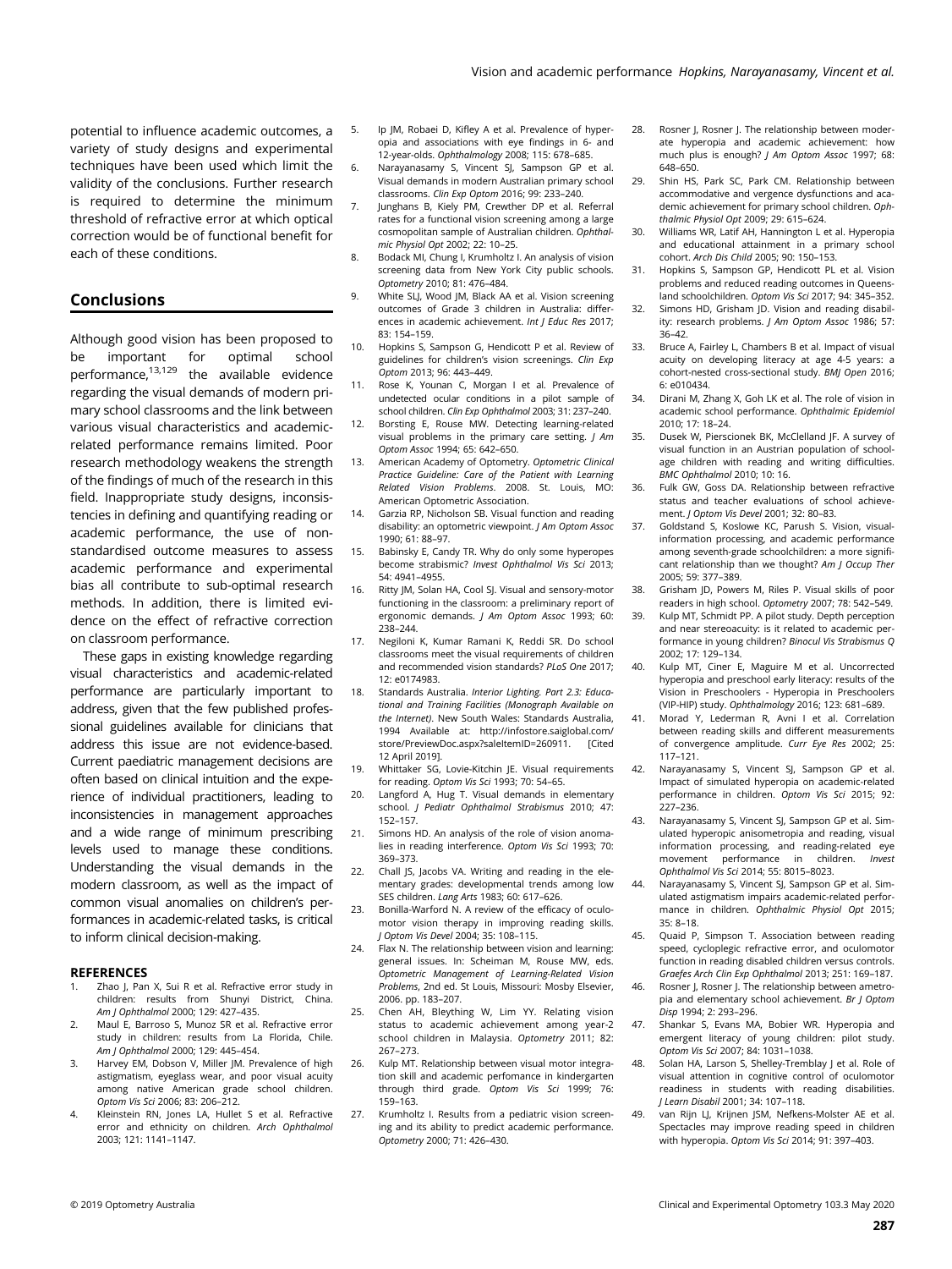potential to influence academic outcomes, a variety of study designs and experimental techniques have been used which limit the validity of the conclusions. Further research is required to determine the minimum threshold of refractive error at which optical correction would be of functional benefit for each of these conditions.

## Conclusions

Although good vision has been proposed to be important for optimal school performance,[13,129] the available evidence regarding the visual demands of modern primary school classrooms and the link between various visual characteristics and academic-related performance remains limited. Poor research methodology weakens the strength of the findings of much of the research in this field. Inappropriate study designs, inconsistencies in defining and quantifying reading or academic performance, the use of non-standardised outcome measures to assess academic performance and experimental bias all contribute to sub-optimal research methods. In addition, there is limited evidence on the effect of refractive correction on classroom performance.

These gaps in existing knowledge regarding visual characteristics and academic-related performance are particularly important to address, given that the few published professional guidelines available for clinicians that address this issue are not evidence-based. Current paediatric management decisions are often based on clinical intuition and the experience of individual practitioners, leading to inconsistencies in management approaches and a wide range of minimum prescribing levels used to manage these conditions. Understanding the visual demands in the modern classroom, as well as the impact of common visual anomalies on children's performances in academic-related tasks, is critical to inform clinical decision-making.

### REFERENCES

1. Zhao J, Pan X, Sui R et al. Refractive error study in children: results from Shunyi District, China. *Am J Ophthalmol* 2000; 129: 427–435.
2. Maul E, Barroso S, Munoz SR et al. Refractive error study in children: results from La Florida, Chile. *Am J Ophthalmol* 2000; 129: 445–454.
3. Harvey EM, Dobson V, Miller JM. Prevalence of high astigmatism, eyeglass wear, and poor visual acuity among native American grade school children. *Optom Vis Sci* 2006; 83: 206–212.
4. Kleinstein RN, Jones LA, Hullet S et al. Refractive error and ethnicity on children. *Arch Ophthalmol* 2003; 121: 1141–1147.
5. Ip JM, Robaei D, Kifley A et al. Prevalence of hyperopia and associations with eye findings in 6- and 12-year-olds. *Ophthalmology* 2008; 115: 678–685.
6. Narayanasamy S, Vincent SJ, Sampson GP et al. Visual demands in modern Australian primary school classrooms. *Clin Exp Optom* 2016; 99: 233–240.
7. Junghans B, Kiely PM, Crewther DP et al. Referral rates for a functional vision screening among a large cosmopolitan sample of Australian children. *Ophthalmic Physiol Opt* 2002; 22: 10–25.
8. Bodack MI, Chung I, Krumholtz I. An analysis of vision screening data from New York City public schools. *Optometry* 2010; 81: 476–484.
9. White SLJ, Wood JM, Black AA et al. Vision screening outcomes of Grade 3 children in Australia: differences in academic achievement. *Int J Educ Res* 2017; 83: 154–159.
10. Hopkins S, Sampson G, Hendicott P et al. Review of guidelines for children's vision screenings. *Clin Exp Optom* 2013; 96: 443–449.
11. Rose K, Younan C, Morgan I et al. Prevalence of undetected ocular conditions in a pilot sample of school children. *Clin Exp Ophthalmol* 2003; 31: 237–240.
12. Borsting E, Rouse MW. Detecting learning-related visual problems in the primary care setting. *J Am Optom Assoc* 1994; 65: 642–650.
13. American Academy of Optometry. *Optometric Clinical Practice Guideline: Care of the Patient with Learning Related Vision Problems*. 2008. St. Louis, MO: American Optometric Association.
14. Garzia RP, Nicholson SB. Visual function and reading disability: an optometric viewpoint. *J Am Optom Assoc* 1990; 61: 88–97.
15. Babinsky E, Candy TR. Why do only some hyperopes become strabismic? *Invest Ophthalmol Vis Sci* 2013; 54: 4941–4955.
16. Ritty JM, Solan HA, Cool SJ. Visual and sensory-motor functioning in the classroom: a preliminary report of ergonomic demands. *J Am Optom Assoc* 1993; 60: 238–244.
17. Negiloni K, Kumar Ramani K, Reddi SR. Do school classrooms meet the visual requirements of children and recommended vision standards? *PLoS One* 2017; 12: e0174983.
18. Standards Australia. *Interior Lighting. Part 2.3: Educational and Training Facilities (Monograph Available on the Internet)*. New South Wales: Standards Australia, 1994 Available at: http://infostore.saiglobal.com/store/PreviewDoc.aspx?saleItemID=260911. [Cited 12 April 2019].
19. Whittaker SG, Lovie-Kitchin JE. Visual requirements for reading. *Optom Vis Sci* 1993; 70: 54–65.
20. Langford A, Hug T. Visual demands in elementary school. *J Pediatr Ophthalmol Strabismus* 2010; 47: 152–157.
21. Simons HD. An analysis of the role of vision anomalies in reading interference. *Optom Vis Sci* 1993; 70: 369–373.
22. Chall JS, Jacobs VA. Writing and reading in the elementary grades: developmental trends among low SES children. *Lang Arts* 1983; 60: 617–626.
23. Bonilla-Warford N. A review of the efficacy of oculomotor vision therapy in improving reading skills. *J Optom Vis Devel* 2004; 35: 108–115.
24. Flax N. The relationship between vision and learning: general issues. In: Scheiman M, Rouse MW, eds. *Optometric Management of Learning-Related Vision Problems*, 2nd ed. St Louis, Missouri: Mosby Elsevier, 2006. pp. 183–207.
25. Chen AH, Bleything W, Lim YY. Relating vision status to academic achievement among year-2 school children in Malaysia. *Optometry* 2011; 82: 267–273.
26. Kulp MT. Relationship between visual motor integration skill and academic perfomance in kindergarten through third grade. *Optom Vis Sci* 1999; 76: 159–163.
27. Krumholtz I. Results from a pediatric vision screening and its ability to predict academic performance. *Optometry* 2000; 71: 426–430.
28. Rosner J, Rosner J. The relationship between moderate hyperopia and academic achievement: how much plus is enough? *J Am Optom Assoc* 1997; 68: 648–650.
29. Shin HS, Park SC, Park CM. Relationship between accommodative and vergence dysfunctions and academic achievement for primary school children. *Ophthalmic Physiol Opt* 2009; 29: 615–624.
30. Williams WR, Latif AH, Hannington L et al. Hyperopia and educational attainment in a primary school cohort. *Arch Dis Child* 2005; 90: 150–153.
31. Hopkins S, Sampson GP, Hendicott PL et al. Vision problems and reduced reading outcomes in Queensland schoolchildren. *Optom Vis Sci* 2017; 94: 345–352.
32. Simons HD, Grisham JD. Vision and reading disability: research problems. *J Am Optom Assoc* 1986; 57: 36–42.
33. Bruce A, Fairley L, Chambers B et al. Impact of visual acuity on developing literacy at age 4-5 years: a cohort-nested cross-sectional study. *BMJ Open* 2016; 6: e010434.
34. Dirani M, Zhang X, Goh LK et al. The role of vision in academic school performance. *Ophthalmic Epidemiol* 2010; 17: 18–24.
35. Dusek W, Pierscionek BK, McClelland JF. A survey of visual function in an Austrian population of school-age children with reading and writing difficulties. *BMC Ophthalmol* 2010; 10: 16.
36. Fulk GW, Goss DA. Relationship between refractive status and teacher evaluations of school achievement. *J Optom Vis Devel* 2001; 32: 80–83.
37. Goldstand S, Koslowe KC, Parush S. Vision, visual-information processing, and academic performance among seventh-grade schoolchildren: a more significant relationship than we thought? *Am J Occup Ther* 2005; 59: 377–389.
38. Grisham JD, Powers M, Riles P. Visual skills of poor readers in high school. *Optometry* 2007; 78: 542–549.
39. Kulp MT, Schmidt PP. A pilot study. Depth perception and near stereoacuity: is it related to academic performance in young children? *Binocul Vis Strabismus Q* 2002; 17: 129–134.
40. Kulp MT, Ciner E, Maguire M et al. Uncorrected hyperopia and preschool early literacy: results of the Vision in Preschoolers - Hyperopia in Preschoolers (VIP-HIP) study. *Ophthalmology* 2016; 123: 681–689.
41. Morad Y, Lederman R, Avni I et al. Correlation between reading skills and different measurements of convergence amplitude. *Curr Eye Res* 2002; 25: 117–121.
42. Narayanasamy S, Vincent SJ, Sampson GP et al. Impact of simulated hyperopia on academic-related performance in children. *Optom Vis Sci* 2015; 92: 227–236.
43. Narayanasamy S, Vincent SJ, Sampson GP et al. Simulated hyperopic anisometropia and reading, visual information processing, and reading-related eye movement performance in children. *Invest Ophthalmol Vis Sci* 2014; 55: 8015–8023.
44. Narayanasamy S, Vincent SJ, Sampson GP et al. Simulated astigmatism impairs academic-related performance in children. *Ophthalmic Physiol Opt* 2015; 35: 8–18.
45. Quaid P, Simpson T. Association between reading speed, cycloplegic refractive error, and oculomotor function in reading disabled children versus controls. *Graefes Arch Clin Exp Ophthalmol* 2013; 251: 169–187.
46. Rosner J, Rosner J. The relationship between ametropia and elementary school achievement. *Br J Optom Disp* 1994; 2: 293–296.
47. Shankar S, Evans MA, Bobier WR. Hyperopia and emergent literacy of young children: pilot study. *Optom Vis Sci* 2007; 84: 1031–1038.
48. Solan HA, Larson S, Shelley-Tremblay J et al. Role of visual attention in cognitive control of oculomotor readiness in students with reading disabilities. *J Learn Disabil* 2001; 34: 107–118.
49. van Rijn LJ, Krijnen JSM, Nefkens-Molster AE et al. Spectacles may improve reading speed in children with hyperopia. *Optom Vis Sci* 2014; 91: 397–403.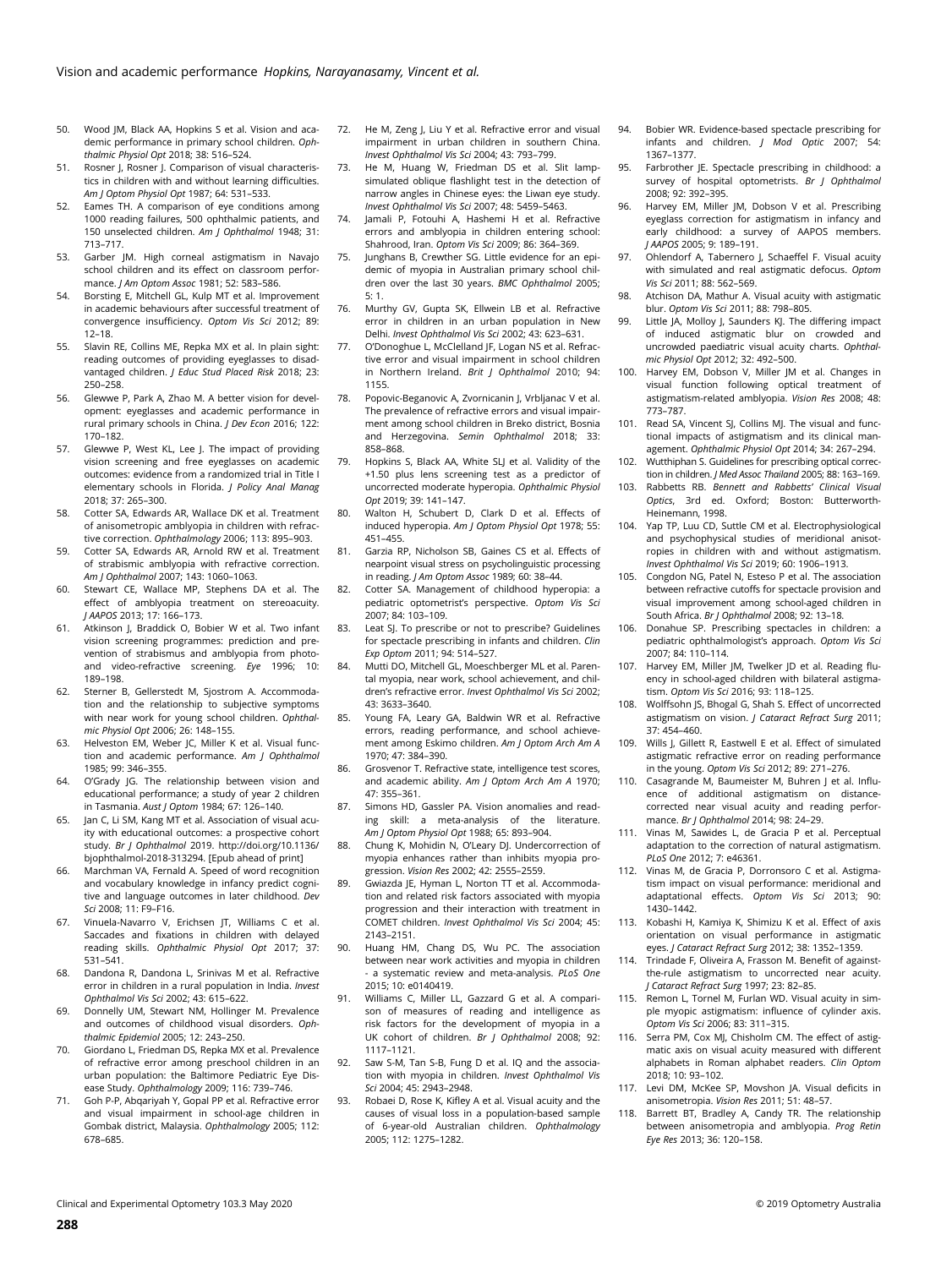50. Wood JM, Black AA, Hopkins S et al. Vision and academic performance in primary school children. *Ophthalmic Physiol Opt* 2018; 38: 516–524.
51. Rosner J, Rosner J. Comparison of visual characteristics in children with and without learning difficulties. *Am J Optom Physiol Opt* 1987; 64: 531–533.
52. Eames TH. A comparison of eye conditions among 1000 reading failures, 500 ophthalmic patients, and 150 unselected children. *Am J Ophthalmol* 1948; 31: 713–717.
53. Garber JM. High corneal astigmatism in Navajo school children and its effect on classroom performance. *J Am Optom Assoc* 1981; 52: 583–586.
54. Borsting E, Mitchell GL, Kulp MT et al. Improvement in academic behaviours after successful treatment of convergence insufficiency. *Optom Vis Sci* 2012; 89: 12–18.
55. Slavin RE, Collins ME, Repka MX et al. In plain sight: reading outcomes of providing eyeglasses to disadvantaged children. *J Educ Stud Placed Risk* 2018; 23: 250–258.
56. Glewwe P, Park A, Zhao M. A better vision for development: eyeglasses and academic performance in rural primary schools in China. *J Dev Econ* 2016; 122: 170–182.
57. Glewwe P, West KL, Lee J. The impact of providing vision screening and free eyeglasses on academic outcomes: evidence from a randomized trial in Title I elementary schools in Florida. *J Policy Anal Manag* 2018; 37: 265–300.
58. Cotter SA, Edwards AR, Wallace DK et al. Treatment of anisometropic amblyopia in children with refractive correction. *Ophthalmology* 2006; 113: 895–903.
59. Cotter SA, Edwards AR, Arnold RW et al. Treatment of strabismic amblyopia with refractive correction. *Am J Ophthalmol* 2007; 143: 1060–1063.
60. Stewart CE, Wallace MP, Stephens DA et al. The effect of amblyopia treatment on stereoacuity. *J AAPOS* 2013; 17: 166–173.
61. Atkinson J, Braddick O, Bobier W et al. Two infant vision screening programmes: prediction and prevention of strabismus and amblyopia from photo- and video-refractive screening. *Eye* 1996; 10: 189–198.
62. Sterner B, Gellerstedt M, Sjostrom A. Accommodation and the relationship to subjective symptoms with near work for young school children. *Ophthalmic Physiol Opt* 2006; 26: 148–155.
63. Helveston EM, Weber JC, Miller K et al. Visual function and academic performance. *Am J Ophthalmol* 1985; 99: 346–355.
64. O'Grady JG. The relationship between vision and educational performance; a study of year 2 children in Tasmania. *Aust J Optom* 1984; 67: 126–140.
65. Jan C, Li SM, Kang MT et al. Association of visual acuity with educational outcomes: a prospective cohort study. *Br J Ophthalmol* 2019. http://doi.org/10.1136/bjophthalmol-2018-313294. [Epub ahead of print]
66. Marchman VA, Fernald A. Speed of word recognition and vocabulary knowledge in infancy predict cognitive and language outcomes in later childhood. *Dev Sci* 2008; 11: F9–F16.
67. Vinuela-Navarro V, Erichsen JT, Williams C et al. Saccades and fixations in children with delayed reading skills. *Ophthalmic Physiol Opt* 2017; 37: 531–541.
68. Dandona R, Dandona L, Srinivas M et al. Refractive error in children in a rural population in India. *Invest Ophthalmol Vis Sci* 2002; 43: 615–622.
69. Donnelly UM, Stewart NM, Hollinger M. Prevalence and outcomes of childhood visual disorders. *Ophthalmic Epidemiol* 2005; 12: 243–250.
70. Giordano L, Friedman DS, Repka MX et al. Prevalence of refractive error among preschool children in an urban population: the Baltimore Pediatric Eye Disease Study. *Ophthalmology* 2009; 116: 739–746.
71. Goh P-P, Abqariyah Y, Gopal PP et al. Refractive error and visual impairment in school-age children in Gombak district, Malaysia. *Ophthalmology* 2005; 112: 678–685.
72. He M, Zeng J, Liu Y et al. Refractive error and visual impairment in urban children in southern China. *Invest Ophthalmol Vis Sci* 2004; 43: 793–799.
73. He M, Huang W, Friedman DS et al. Slit lamp-simulated oblique flashlight test in the detection of narrow angles in Chinese eyes: the Liwan eye study. *Invest Ophthalmol Vis Sci* 2007; 48: 5459–5463.
74. Jamali P, Fotouhi A, Hashemi H et al. Refractive errors and amblyopia in children entering school: Shahrood, Iran. *Optom Vis Sci* 2009; 86: 364–369.
75. Junghans B, Crewther SG. Little evidence for an epidemic of myopia in Australian primary school children over the last 30 years. *BMC Ophthalmol* 2005; 5: 1.
76. Murthy GV, Gupta SK, Ellwein LB et al. Refractive error in children in an urban population in New Delhi. *Invest Ophthalmol Vis Sci* 2002; 43: 623–631.
77. O'Donoghue L, McClelland JF, Logan NS et al. Refractive error and visual impairment in school children in Northern Ireland. *Brit J Ophthalmol* 2010; 94: 1155.
78. Popovic-Beganovic A, Zvornicanin J, Vrbljanac V et al. The prevalence of refractive errors and visual impairment among school children in Breko district, Bosnia and Herzegovina. *Semin Ophthalmol* 2018; 33: 858–868.
79. Hopkins S, Black AA, White SLJ et al. Validity of the +1.50 plus lens screening test as a predictor of uncorrected moderate hyperopia. *Ophthalmic Physiol Opt* 2019; 39: 141–147.
80. Walton H, Schubert D, Clark D et al. Effects of induced hyperopia. *Am J Optom Physiol Opt* 1978; 55: 451–455.
81. Garzia RP, Nicholson SB, Gaines CS et al. Effects of nearpoint visual stress on psycholinguistic processing in reading. *J Am Optom Assoc* 1989; 60: 38–44.
82. Cotter SA. Management of childhood hyperopia: a pediatric optometrist's perspective. *Optom Vis Sci* 2007; 84: 103–109.
83. Leat SJ. To prescribe or not to prescribe? Guidelines for spectacle prescribing in infants and children. *Clin Exp Optom* 2011; 94: 514–527.
84. Mutti DO, Mitchell GL, Moeschberger ML et al. Parental myopia, near work, school achievement, and children's refractive error. *Invest Ophthalmol Vis Sci* 2002; 43: 3633–3640.
85. Young FA, Leary GA, Baldwin WR et al. Refractive errors, reading performance, and school achievement among Eskimo children. *Am J Optom Arch Am A* 1970; 47: 384–390.
86. Grosvenor T. Refractive state, intelligence test scores, and academic ability. *Am J Optom Arch Am A* 1970; 47: 355–361.
87. Simons HD, Gassler PA. Vision anomalies and reading skill: a meta-analysis of the literature. *Am J Optom Physiol Opt* 1988; 65: 893–904.
88. Chung K, Mohidin N, O'Leary DJ. Undercorrection of myopia enhances rather than inhibits myopia progression. *Vision Res* 2002; 42: 2555–2559.
89. Gwiazda JE, Hyman L, Norton TT et al. Accommodation and related risk factors associated with myopia progression and their interaction with treatment in COMET children. *Invest Ophthalmol Vis Sci* 2004; 45: 2143–2151.
90. Huang HM, Chang DS, Wu PC. The association between near work activities and myopia in children - a systematic review and meta-analysis. *PLoS One* 2015; 10: e0140419.
91. Williams C, Miller LL, Gazzard G et al. A comparison of measures of reading and intelligence as risk factors for the development of myopia in a UK cohort of children. *Br J Ophthalmol* 2008; 92: 1117–1121.
92. Saw S-M, Tan S-B, Fung D et al. IQ and the association with myopia in children. *Invest Ophthalmol Vis Sci* 2004; 45: 2943–2948.
93. Robaei D, Rose K, Kifley A et al. Visual acuity and the causes of visual loss in a population-based sample of 6-year-old Australian children. *Ophthalmology* 2005; 112: 1275–1282.
94. Bobier WR. Evidence-based spectacle prescribing for infants and children. *J Mod Optic* 2007; 54: 1367–1377.
95. Farbrother JE. Spectacle prescribing in childhood: a survey of hospital optometrists. *Br J Ophthalmol* 2008; 92: 392–395.
96. Harvey EM, Miller JM, Dobson V et al. Prescribing eyeglass correction for astigmatism in infancy and early childhood: a survey of AAPOS members. *J AAPOS* 2005; 9: 189–191.
97. Ohlendorf A, Tabernero J, Schaeffel F. Visual acuity with simulated and real astigmatic defocus. *Optom Vis Sci* 2011; 88: 562–569.
98. Atchison DA, Mathur A. Visual acuity with astigmatic blur. *Optom Vis Sci* 2011; 88: 798–805.
99. Little JA, Molloy J, Saunders KJ. The differing impact of induced astigmatic blur on crowded and uncrowded paediatric visual acuity charts. *Ophthalmic Physiol Opt* 2012; 32: 492–500.
100. Harvey EM, Dobson V, Miller JM et al. Changes in visual function following optical treatment of astigmatism-related amblyopia. *Vision Res* 2008; 48: 773–787.
101. Read SA, Vincent SJ, Collins MJ. The visual and functional impacts of astigmatism and its clinical management. *Ophthalmic Physiol Opt* 2014; 34: 267–294.
102. Wutthiphan S. Guidelines for prescribing optical correction in children. *J Med Assoc Thailand* 2005; 88: 163–169.
103. Rabbetts RB. *Bennett and Rabbetts' Clinical Visual Optics*, 3rd ed. Oxford; Boston: Butterworth-Heinemann, 1998.
104. Yap TP, Luu CD, Suttle CM et al. Electrophysiological and psychophysical studies of meridional anisotropies in children with and without astigmatism. *Invest Ophthalmol Vis Sci* 2019; 60: 1906–1913.
105. Congdon NG, Patel N, Esteso P et al. The association between refractive cutoffs for spectacle provision and visual improvement among school-aged children in South Africa. *Br J Ophthalmol* 2008; 92: 13–18.
106. Donahue SP. Prescribing spectacles in children: a pediatric ophthalmologist's approach. *Optom Vis Sci* 2007; 84: 110–114.
107. Harvey EM, Miller JM, Twelker JD et al. Reading fluency in school-aged children with bilateral astigmatism. *Optom Vis Sci* 2016; 93: 118–125.
108. Wolffsohn JS, Bhogal G, Shah S. Effect of uncorrected astigmatism on vision. *J Cataract Refract Surg* 2011; 37: 454–460.
109. Wills J, Gillett R, Eastwell E et al. Effect of simulated astigmatic refractive error on reading performance in the young. *Optom Vis Sci* 2012; 89: 271–276.
110. Casagrande M, Baumeister M, Buhren J et al. Influence of additional astigmatism on distance-corrected near visual acuity and reading performance. *Br J Ophthalmol* 2014; 98: 24–29.
111. Vinas M, Sawides L, de Gracia P et al. Perceptual adaptation to the correction of natural astigmatism. *PLoS One* 2012; 7: e46361.
112. Vinas M, de Gracia P, Dorronsoro C et al. Astigmatism impact on visual performance: meridional and adaptational effects. *Optom Vis Sci* 2013; 90: 1430–1442.
113. Kobashi H, Kamiya K, Shimizu K et al. Effect of axis orientation on visual performance in astigmatic eyes. *J Cataract Refract Surg* 2012; 38: 1352–1359.
114. Trindade F, Oliveira A, Frasson M. Benefit of against-the-rule astigmatism to uncorrected near acuity. *J Cataract Refract Surg* 1997; 23: 82–85.
115. Remon L, Tornel M, Furlan WD. Visual acuity in simple myopic astigmatism: influence of cylinder axis. *Optom Vis Sci* 2006; 83: 311–315.
116. Serra PM, Cox MJ, Chisholm CM. The effect of astigmatic axis on visual acuity measured with different alphabets in Roman alphabet readers. *Clin Optom* 2018; 10: 93–102.
117. Levi DM, McKee SP, Movshon JA. Visual deficits in anisometropia. *Vision Res* 2011; 51: 48–57.
118. Barrett BT, Bradley A, Candy TR. The relationship between anisometropia and amblyopia. *Prog Retin Eye Res* 2013; 36: 120–158.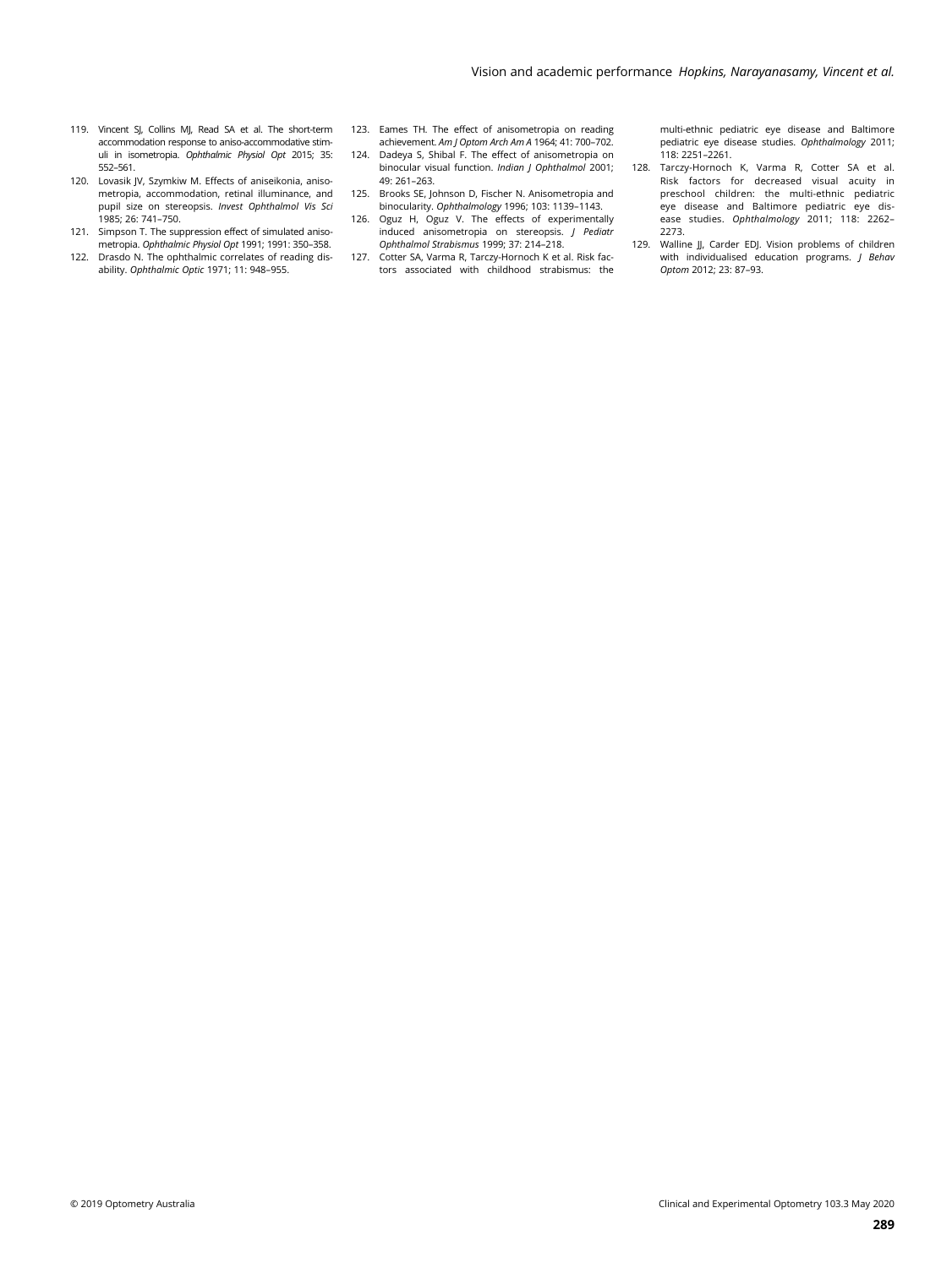119. Vincent SJ, Collins MJ, Read SA et al. The short-term accommodation response to aniso-accommodative stimuli in isometropia. *Ophthalmic Physiol Opt* 2015; 35: 552–561.
120. Lovasik JV, Szymkiw M. Effects of aniseikonia, anisometropia, accommodation, retinal illuminance, and pupil size on stereopsis. *Invest Ophthalmol Vis Sci* 1985; 26: 741–750.
121. Simpson T. The suppression effect of simulated anisometropia. *Ophthalmic Physiol Opt* 1991; 1991: 350–358.
122. Drasdo N. The ophthalmic correlates of reading disability. *Ophthalmic Optic* 1971; 11: 948–955.
123. Eames TH. The effect of anisometropia on reading achievement. *Am J Optom Arch Am A* 1964; 41: 700–702.
124. Dadeya S, Shibal F. The effect of anisometropia on binocular visual function. *Indian J Ophthalmol* 2001; 49: 261–263.
125. Brooks SE, Johnson D, Fischer N. Anisometropia and binocularity. *Ophthalmology* 1996; 103: 1139–1143.
126. Oguz H, Oguz V. The effects of experimentally induced anisometropia on stereopsis. *J Pediatr Ophthalmol Strabismus* 1999; 37: 214–218.
127. Cotter SA, Varma R, Tarczy-Hornoch K et al. Risk factors associated with childhood strabismus: the multi-ethnic pediatric eye disease and Baltimore pediatric eye disease studies. *Ophthalmology* 2011; 118: 2251–2261.
128. Tarczy-Hornoch K, Varma R, Cotter SA et al. Risk factors for decreased visual acuity in preschool children: the multi-ethnic pediatric eye disease and Baltimore pediatric eye disease studies. *Ophthalmology* 2011; 118: 2262–2273.
129. Walline JJ, Carder EDJ. Vision problems of children with individualised education programs. *J Behav Optom* 2012; 23: 87–93.